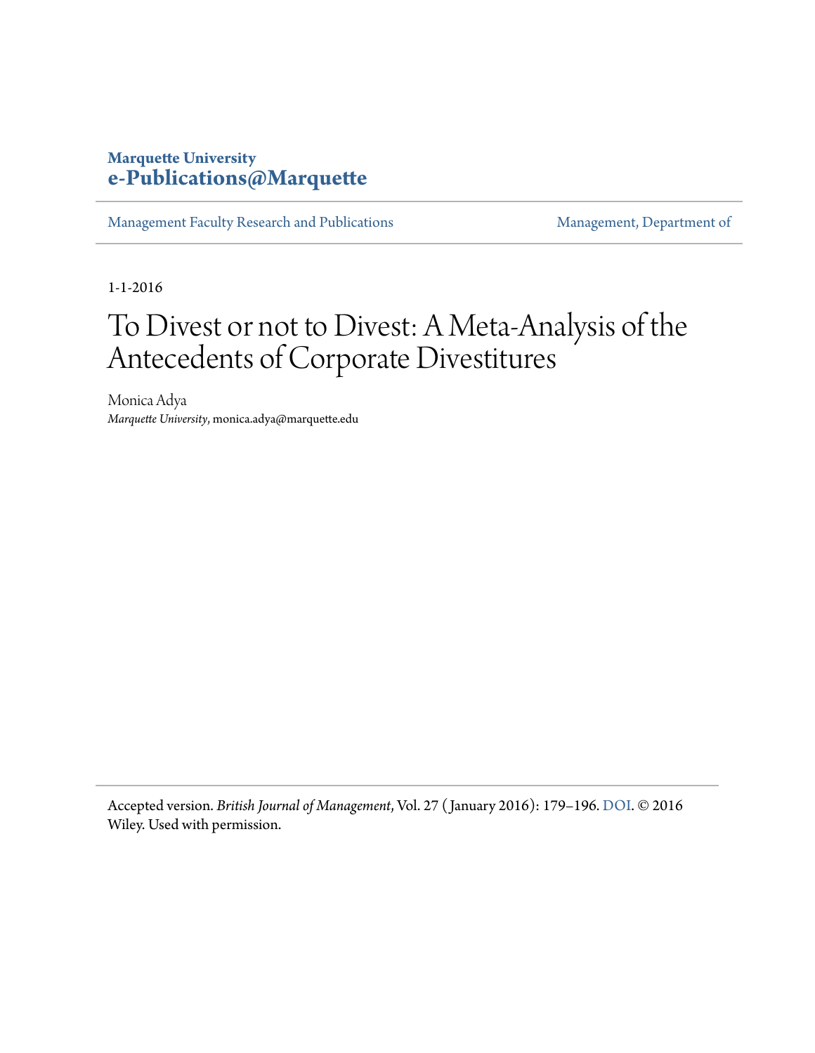**Marquette University**
**e-Publications@Marquette**

Management Faculty Research and Publications | Management, Department of

1-1-2016

# To Divest or not to Divest: A Meta-Analysis of the Antecedents of Corporate Divestitures

Monica Adya
*Marquette University*, monica.adya@marquette.edu

Accepted version. *British Journal of Management*, Vol. 27 (January 2016): 179–196. DOI. © 2016 Wiley. Used with permission.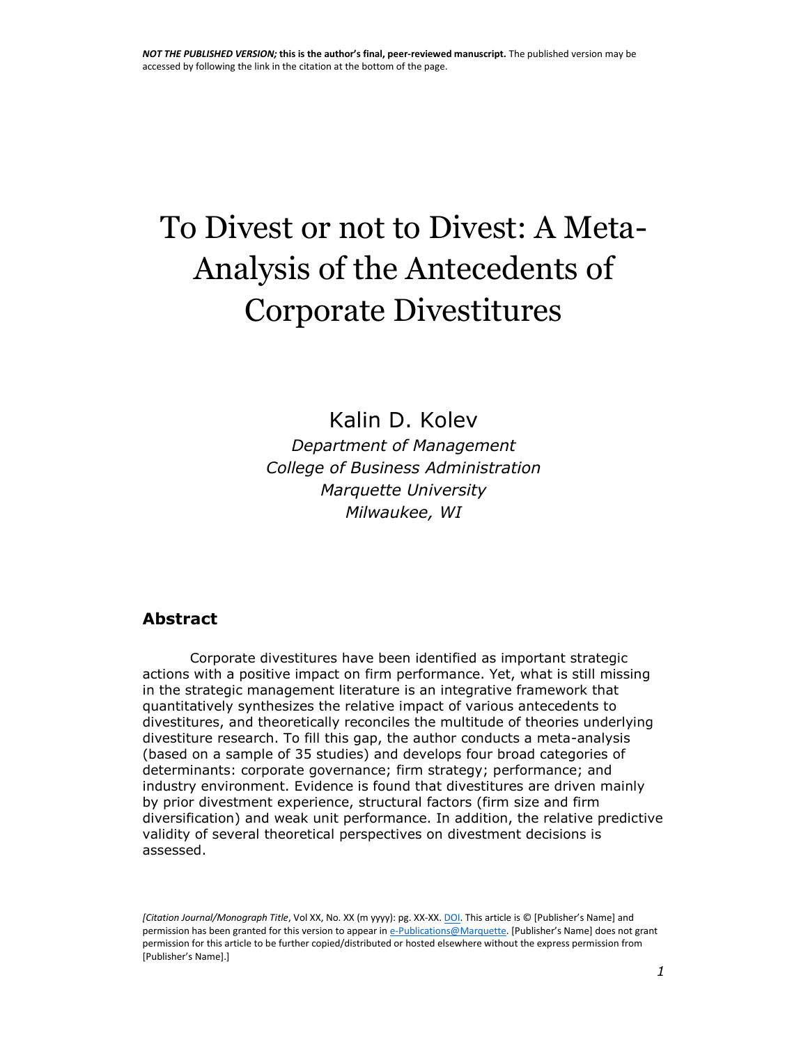*NOT THE PUBLISHED VERSION;* **this is the author's final, peer-reviewed manuscript.** The published version may be accessed by following the link in the citation at the bottom of the page.

# To Divest or not to Divest: A Meta-Analysis of the Antecedents of Corporate Divestitures

Kalin D. Kolev

*Department of Management*
*College of Business Administration*
*Marquette University*
*Milwaukee, WI*

## Abstract

Corporate divestitures have been identified as important strategic actions with a positive impact on firm performance. Yet, what is still missing in the strategic management literature is an integrative framework that quantitatively synthesizes the relative impact of various antecedents to divestitures, and theoretically reconciles the multitude of theories underlying divestiture research. To fill this gap, the author conducts a meta-analysis (based on a sample of 35 studies) and develops four broad categories of determinants: corporate governance; firm strategy; performance; and industry environment. Evidence is found that divestitures are driven mainly by prior divestment experience, structural factors (firm size and firm diversification) and weak unit performance. In addition, the relative predictive validity of several theoretical perspectives on divestment decisions is assessed.

*[Citation Journal/Monograph Title*, Vol XX, No. XX (m yyyy): pg. XX-XX. DOI. This article is © [Publisher's Name] and permission has been granted for this version to appear in e-Publications@Marquette. [Publisher's Name] does not grant permission for this article to be further copied/distributed or hosted elsewhere without the express permission from [Publisher's Name].]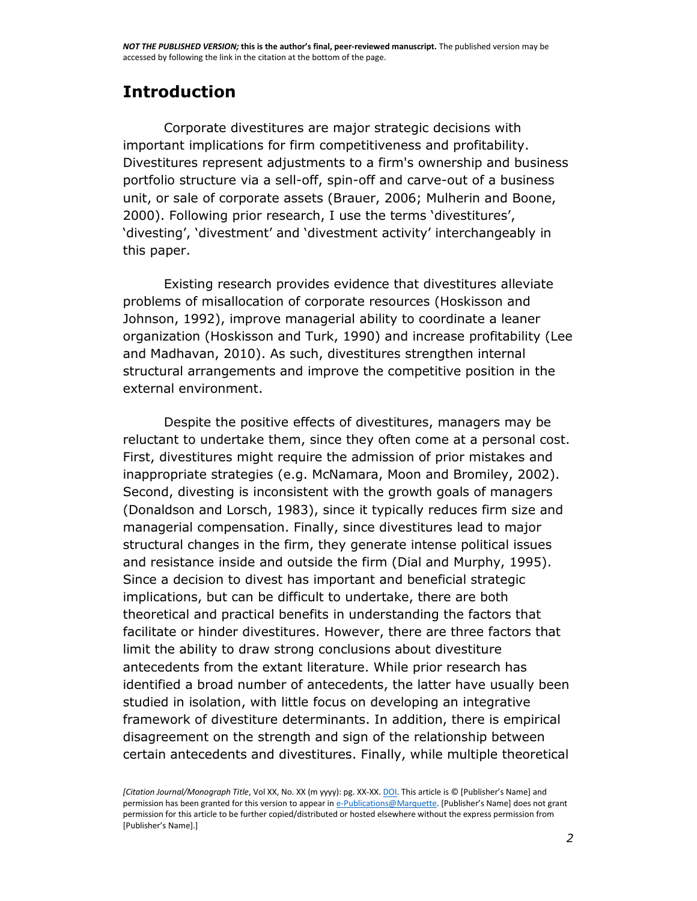## Introduction

Corporate divestitures are major strategic decisions with important implications for firm competitiveness and profitability. Divestitures represent adjustments to a firm's ownership and business portfolio structure via a sell-off, spin-off and carve-out of a business unit, or sale of corporate assets (Brauer, 2006; Mulherin and Boone, 2000). Following prior research, I use the terms 'divestitures', 'divesting', 'divestment' and 'divestment activity' interchangeably in this paper.

Existing research provides evidence that divestitures alleviate problems of misallocation of corporate resources (Hoskisson and Johnson, 1992), improve managerial ability to coordinate a leaner organization (Hoskisson and Turk, 1990) and increase profitability (Lee and Madhavan, 2010). As such, divestitures strengthen internal structural arrangements and improve the competitive position in the external environment.

Despite the positive effects of divestitures, managers may be reluctant to undertake them, since they often come at a personal cost. First, divestitures might require the admission of prior mistakes and inappropriate strategies (e.g. McNamara, Moon and Bromiley, 2002). Second, divesting is inconsistent with the growth goals of managers (Donaldson and Lorsch, 1983), since it typically reduces firm size and managerial compensation. Finally, since divestitures lead to major structural changes in the firm, they generate intense political issues and resistance inside and outside the firm (Dial and Murphy, 1995). Since a decision to divest has important and beneficial strategic implications, but can be difficult to undertake, there are both theoretical and practical benefits in understanding the factors that facilitate or hinder divestitures. However, there are three factors that limit the ability to draw strong conclusions about divestiture antecedents from the extant literature. While prior research has identified a broad number of antecedents, the latter have usually been studied in isolation, with little focus on developing an integrative framework of divestiture determinants. In addition, there is empirical disagreement on the strength and sign of the relationship between certain antecedents and divestitures. Finally, while multiple theoretical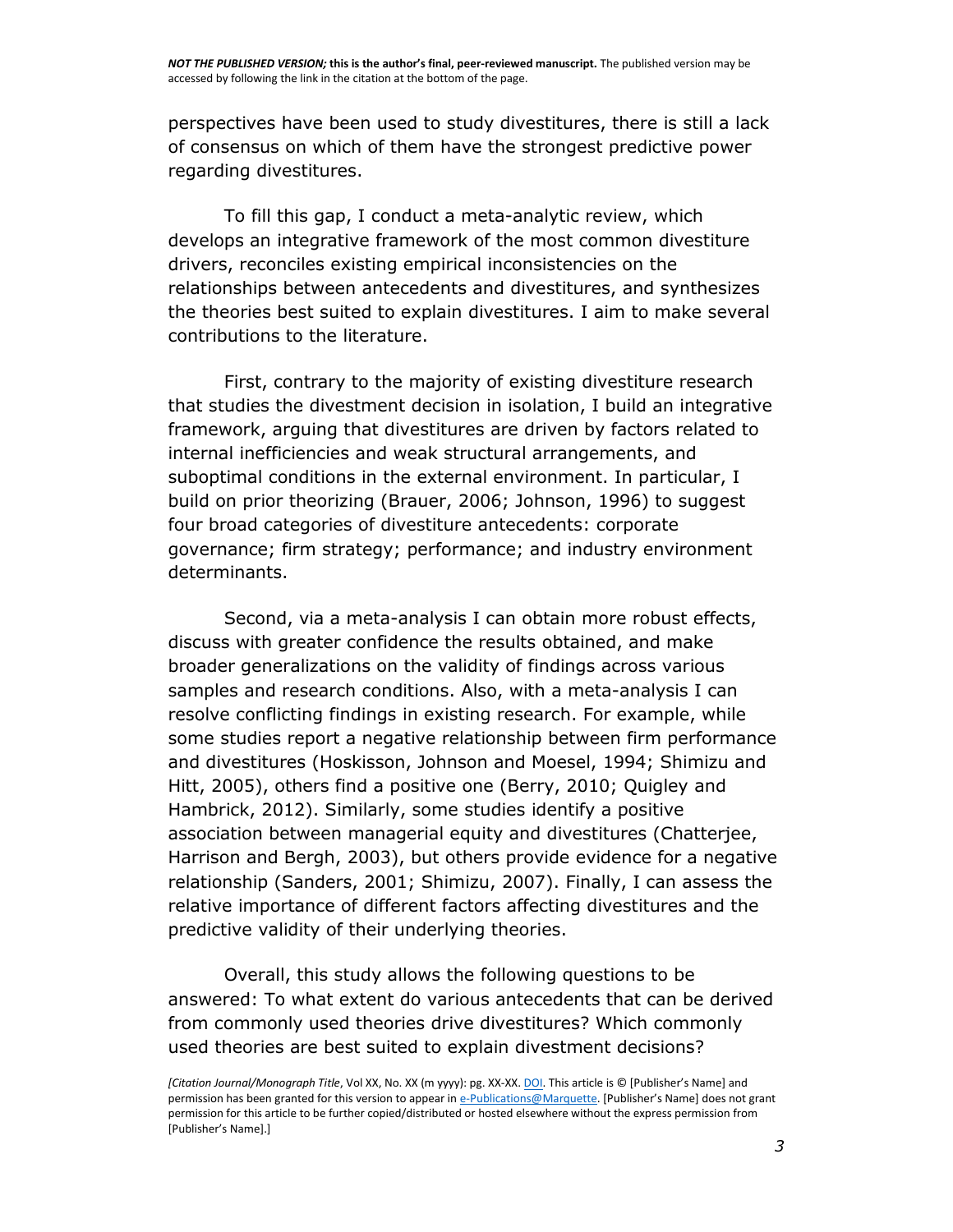perspectives have been used to study divestitures, there is still a lack of consensus on which of them have the strongest predictive power regarding divestitures.

To fill this gap, I conduct a meta-analytic review, which develops an integrative framework of the most common divestiture drivers, reconciles existing empirical inconsistencies on the relationships between antecedents and divestitures, and synthesizes the theories best suited to explain divestitures. I aim to make several contributions to the literature.

First, contrary to the majority of existing divestiture research that studies the divestment decision in isolation, I build an integrative framework, arguing that divestitures are driven by factors related to internal inefficiencies and weak structural arrangements, and suboptimal conditions in the external environment. In particular, I build on prior theorizing (Brauer, 2006; Johnson, 1996) to suggest four broad categories of divestiture antecedents: corporate governance; firm strategy; performance; and industry environment determinants.

Second, via a meta-analysis I can obtain more robust effects, discuss with greater confidence the results obtained, and make broader generalizations on the validity of findings across various samples and research conditions. Also, with a meta-analysis I can resolve conflicting findings in existing research. For example, while some studies report a negative relationship between firm performance and divestitures (Hoskisson, Johnson and Moesel, 1994; Shimizu and Hitt, 2005), others find a positive one (Berry, 2010; Quigley and Hambrick, 2012). Similarly, some studies identify a positive association between managerial equity and divestitures (Chatterjee, Harrison and Bergh, 2003), but others provide evidence for a negative relationship (Sanders, 2001; Shimizu, 2007). Finally, I can assess the relative importance of different factors affecting divestitures and the predictive validity of their underlying theories.

Overall, this study allows the following questions to be answered: To what extent do various antecedents that can be derived from commonly used theories drive divestitures? Which commonly used theories are best suited to explain divestment decisions?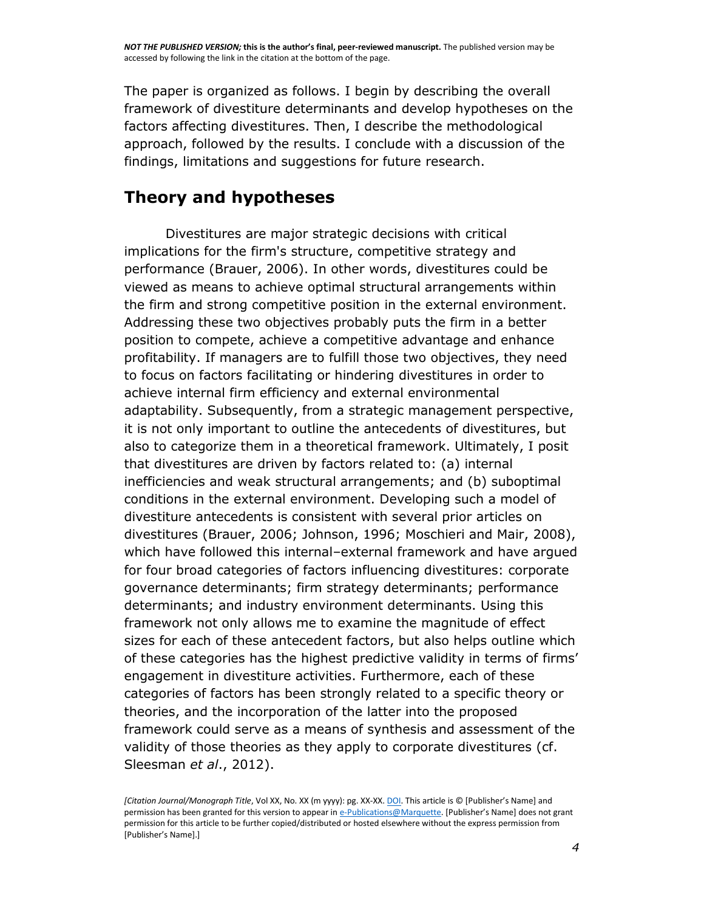The paper is organized as follows. I begin by describing the overall framework of divestiture determinants and develop hypotheses on the factors affecting divestitures. Then, I describe the methodological approach, followed by the results. I conclude with a discussion of the findings, limitations and suggestions for future research.

## Theory and hypotheses

Divestitures are major strategic decisions with critical implications for the firm's structure, competitive strategy and performance (Brauer, 2006). In other words, divestitures could be viewed as means to achieve optimal structural arrangements within the firm and strong competitive position in the external environment. Addressing these two objectives probably puts the firm in a better position to compete, achieve a competitive advantage and enhance profitability. If managers are to fulfill those two objectives, they need to focus on factors facilitating or hindering divestitures in order to achieve internal firm efficiency and external environmental adaptability. Subsequently, from a strategic management perspective, it is not only important to outline the antecedents of divestitures, but also to categorize them in a theoretical framework. Ultimately, I posit that divestitures are driven by factors related to: (a) internal inefficiencies and weak structural arrangements; and (b) suboptimal conditions in the external environment. Developing such a model of divestiture antecedents is consistent with several prior articles on divestitures (Brauer, 2006; Johnson, 1996; Moschieri and Mair, 2008), which have followed this internal–external framework and have argued for four broad categories of factors influencing divestitures: corporate governance determinants; firm strategy determinants; performance determinants; and industry environment determinants. Using this framework not only allows me to examine the magnitude of effect sizes for each of these antecedent factors, but also helps outline which of these categories has the highest predictive validity in terms of firms' engagement in divestiture activities. Furthermore, each of these categories of factors has been strongly related to a specific theory or theories, and the incorporation of the latter into the proposed framework could serve as a means of synthesis and assessment of the validity of those theories as they apply to corporate divestitures (cf. Sleesman *et al*., 2012).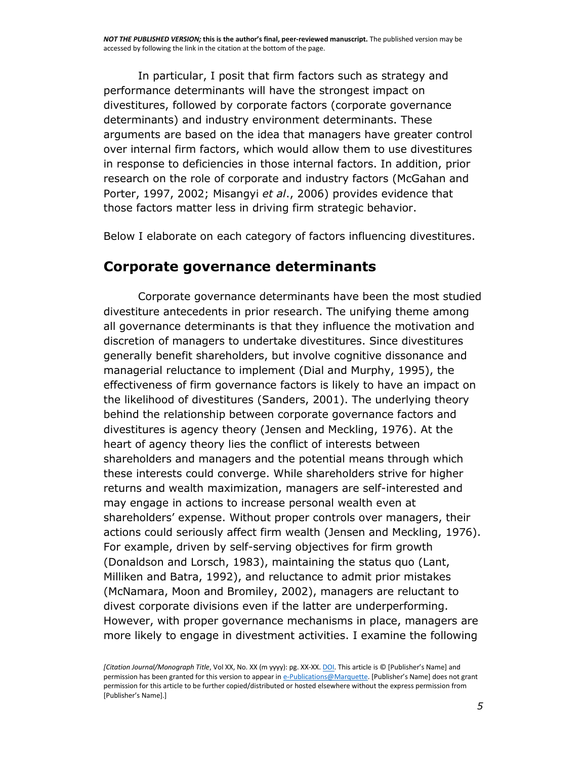In particular, I posit that firm factors such as strategy and performance determinants will have the strongest impact on divestitures, followed by corporate factors (corporate governance determinants) and industry environment determinants. These arguments are based on the idea that managers have greater control over internal firm factors, which would allow them to use divestitures in response to deficiencies in those internal factors. In addition, prior research on the role of corporate and industry factors (McGahan and Porter, 1997, 2002; Misangyi *et al*., 2006) provides evidence that those factors matter less in driving firm strategic behavior.

Below I elaborate on each category of factors influencing divestitures.

## Corporate governance determinants

Corporate governance determinants have been the most studied divestiture antecedents in prior research. The unifying theme among all governance determinants is that they influence the motivation and discretion of managers to undertake divestitures. Since divestitures generally benefit shareholders, but involve cognitive dissonance and managerial reluctance to implement (Dial and Murphy, 1995), the effectiveness of firm governance factors is likely to have an impact on the likelihood of divestitures (Sanders, 2001). The underlying theory behind the relationship between corporate governance factors and divestitures is agency theory (Jensen and Meckling, 1976). At the heart of agency theory lies the conflict of interests between shareholders and managers and the potential means through which these interests could converge. While shareholders strive for higher returns and wealth maximization, managers are self-interested and may engage in actions to increase personal wealth even at shareholders' expense. Without proper controls over managers, their actions could seriously affect firm wealth (Jensen and Meckling, 1976). For example, driven by self-serving objectives for firm growth (Donaldson and Lorsch, 1983), maintaining the status quo (Lant, Milliken and Batra, 1992), and reluctance to admit prior mistakes (McNamara, Moon and Bromiley, 2002), managers are reluctant to divest corporate divisions even if the latter are underperforming. However, with proper governance mechanisms in place, managers are more likely to engage in divestment activities. I examine the following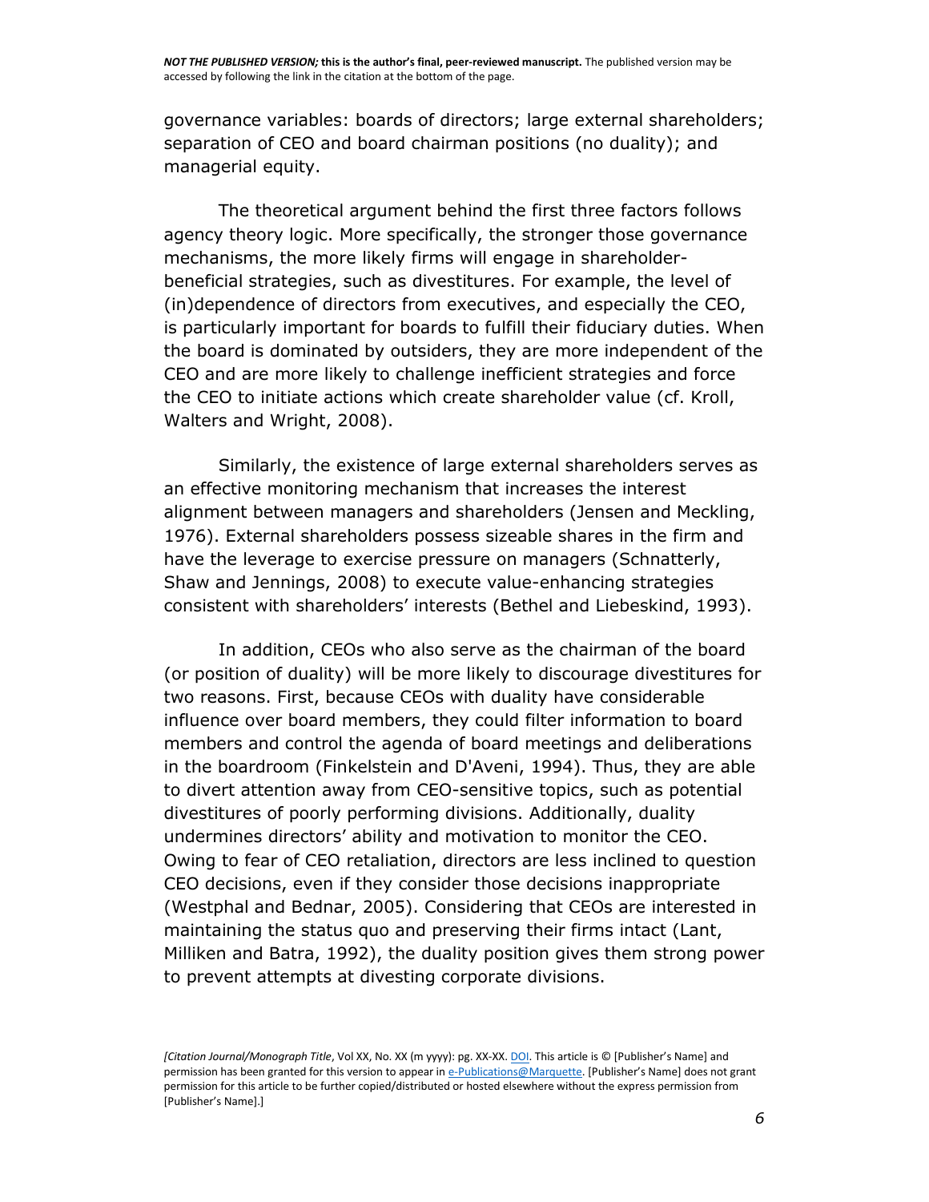governance variables: boards of directors; large external shareholders; separation of CEO and board chairman positions (no duality); and managerial equity.

The theoretical argument behind the first three factors follows agency theory logic. More specifically, the stronger those governance mechanisms, the more likely firms will engage in shareholder-beneficial strategies, such as divestitures. For example, the level of (in)dependence of directors from executives, and especially the CEO, is particularly important for boards to fulfill their fiduciary duties. When the board is dominated by outsiders, they are more independent of the CEO and are more likely to challenge inefficient strategies and force the CEO to initiate actions which create shareholder value (cf. Kroll, Walters and Wright, 2008).

Similarly, the existence of large external shareholders serves as an effective monitoring mechanism that increases the interest alignment between managers and shareholders (Jensen and Meckling, 1976). External shareholders possess sizeable shares in the firm and have the leverage to exercise pressure on managers (Schnatterly, Shaw and Jennings, 2008) to execute value-enhancing strategies consistent with shareholders' interests (Bethel and Liebeskind, 1993).

In addition, CEOs who also serve as the chairman of the board (or position of duality) will be more likely to discourage divestitures for two reasons. First, because CEOs with duality have considerable influence over board members, they could filter information to board members and control the agenda of board meetings and deliberations in the boardroom (Finkelstein and D'Aveni, 1994). Thus, they are able to divert attention away from CEO-sensitive topics, such as potential divestitures of poorly performing divisions. Additionally, duality undermines directors' ability and motivation to monitor the CEO. Owing to fear of CEO retaliation, directors are less inclined to question CEO decisions, even if they consider those decisions inappropriate (Westphal and Bednar, 2005). Considering that CEOs are interested in maintaining the status quo and preserving their firms intact (Lant, Milliken and Batra, 1992), the duality position gives them strong power to prevent attempts at divesting corporate divisions.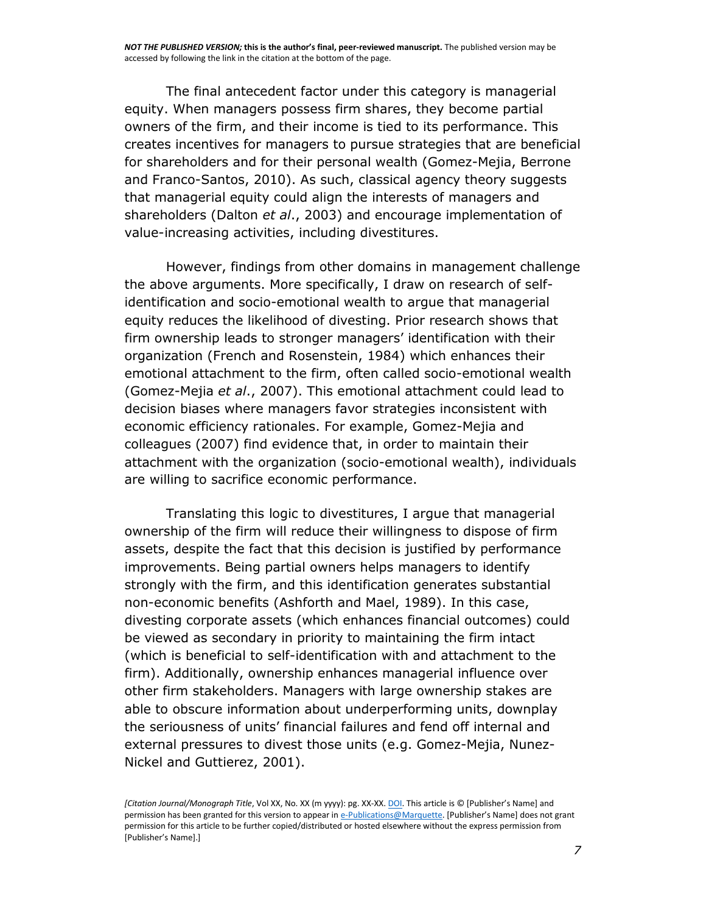The final antecedent factor under this category is managerial equity. When managers possess firm shares, they become partial owners of the firm, and their income is tied to its performance. This creates incentives for managers to pursue strategies that are beneficial for shareholders and for their personal wealth (Gomez-Mejia, Berrone and Franco-Santos, 2010). As such, classical agency theory suggests that managerial equity could align the interests of managers and shareholders (Dalton *et al*., 2003) and encourage implementation of value-increasing activities, including divestitures.

However, findings from other domains in management challenge the above arguments. More specifically, I draw on research of self-identification and socio-emotional wealth to argue that managerial equity reduces the likelihood of divesting. Prior research shows that firm ownership leads to stronger managers' identification with their organization (French and Rosenstein, 1984) which enhances their emotional attachment to the firm, often called socio-emotional wealth (Gomez-Mejia *et al*., 2007). This emotional attachment could lead to decision biases where managers favor strategies inconsistent with economic efficiency rationales. For example, Gomez-Mejia and colleagues (2007) find evidence that, in order to maintain their attachment with the organization (socio-emotional wealth), individuals are willing to sacrifice economic performance.

Translating this logic to divestitures, I argue that managerial ownership of the firm will reduce their willingness to dispose of firm assets, despite the fact that this decision is justified by performance improvements. Being partial owners helps managers to identify strongly with the firm, and this identification generates substantial non-economic benefits (Ashforth and Mael, 1989). In this case, divesting corporate assets (which enhances financial outcomes) could be viewed as secondary in priority to maintaining the firm intact (which is beneficial to self-identification with and attachment to the firm). Additionally, ownership enhances managerial influence over other firm stakeholders. Managers with large ownership stakes are able to obscure information about underperforming units, downplay the seriousness of units' financial failures and fend off internal and external pressures to divest those units (e.g. Gomez-Mejia, Nunez-Nickel and Guttierez, 2001).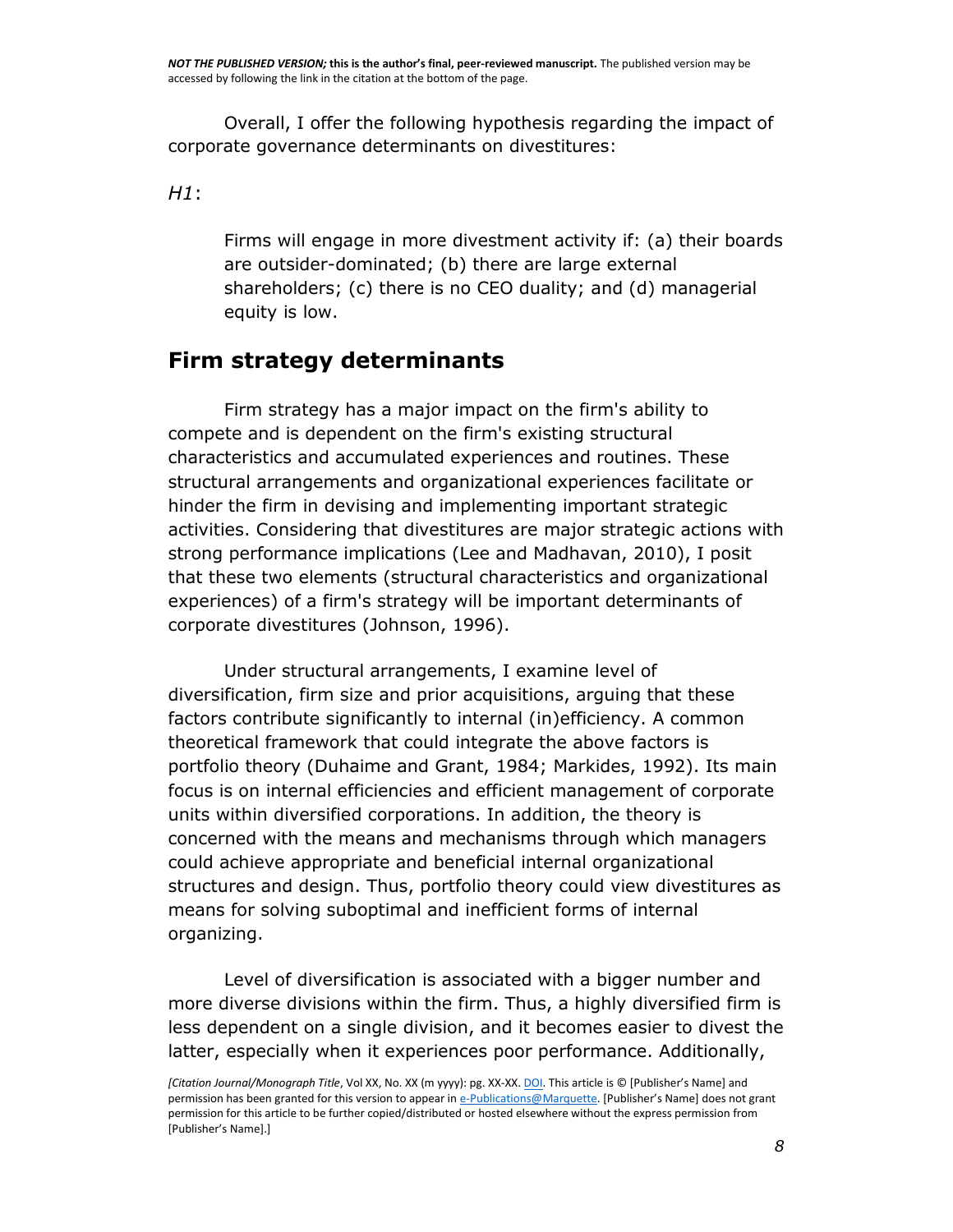Overall, I offer the following hypothesis regarding the impact of corporate governance determinants on divestitures:

*H1*:

> Firms will engage in more divestment activity if: (a) their boards are outsider-dominated; (b) there are large external shareholders; (c) there is no CEO duality; and (d) managerial equity is low.

## Firm strategy determinants

Firm strategy has a major impact on the firm's ability to compete and is dependent on the firm's existing structural characteristics and accumulated experiences and routines. These structural arrangements and organizational experiences facilitate or hinder the firm in devising and implementing important strategic activities. Considering that divestitures are major strategic actions with strong performance implications (Lee and Madhavan, 2010), I posit that these two elements (structural characteristics and organizational experiences) of a firm's strategy will be important determinants of corporate divestitures (Johnson, 1996).

Under structural arrangements, I examine level of diversification, firm size and prior acquisitions, arguing that these factors contribute significantly to internal (in)efficiency. A common theoretical framework that could integrate the above factors is portfolio theory (Duhaime and Grant, 1984; Markides, 1992). Its main focus is on internal efficiencies and efficient management of corporate units within diversified corporations. In addition, the theory is concerned with the means and mechanisms through which managers could achieve appropriate and beneficial internal organizational structures and design. Thus, portfolio theory could view divestitures as means for solving suboptimal and inefficient forms of internal organizing.

Level of diversification is associated with a bigger number and more diverse divisions within the firm. Thus, a highly diversified firm is less dependent on a single division, and it becomes easier to divest the latter, especially when it experiences poor performance. Additionally,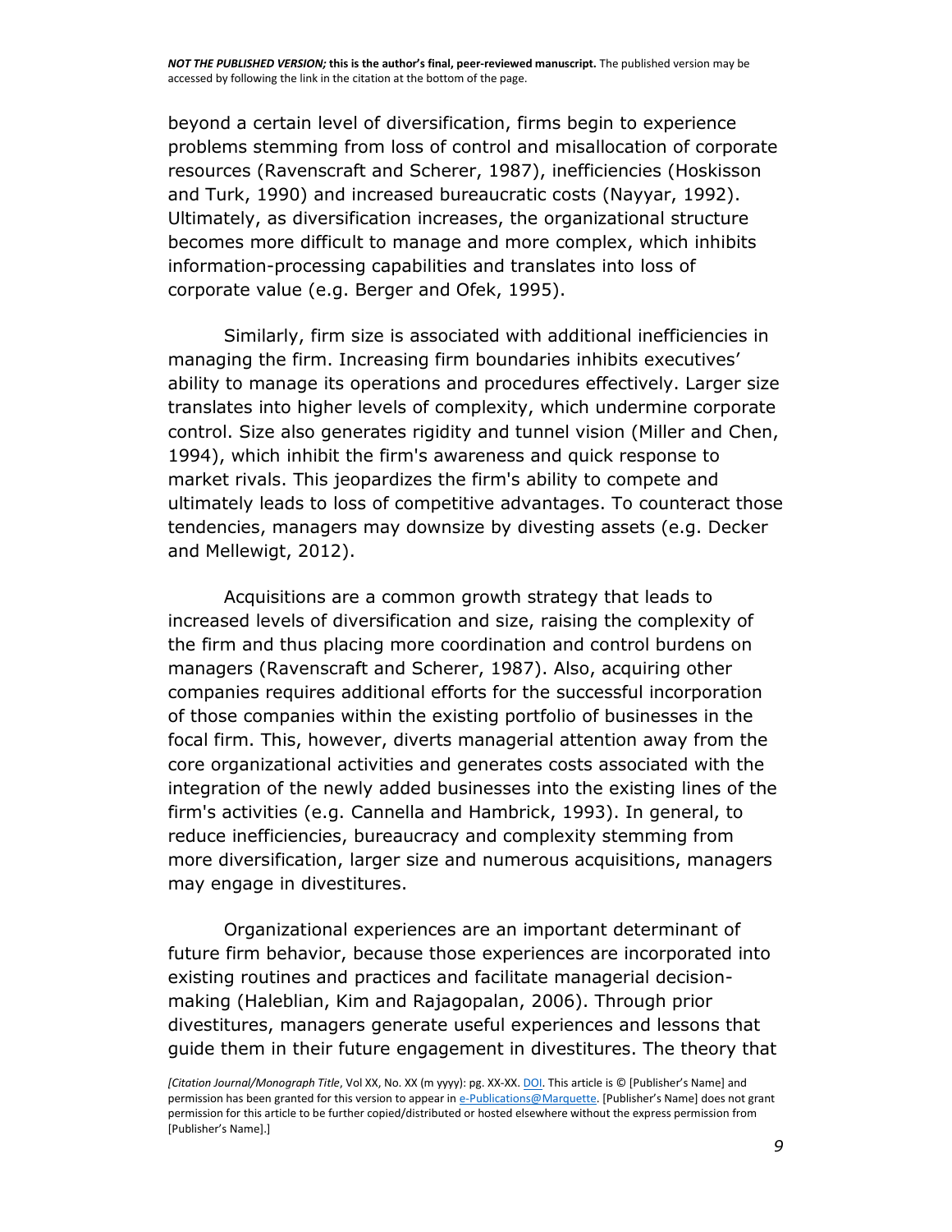beyond a certain level of diversification, firms begin to experience problems stemming from loss of control and misallocation of corporate resources (Ravenscraft and Scherer, 1987), inefficiencies (Hoskisson and Turk, 1990) and increased bureaucratic costs (Nayyar, 1992). Ultimately, as diversification increases, the organizational structure becomes more difficult to manage and more complex, which inhibits information-processing capabilities and translates into loss of corporate value (e.g. Berger and Ofek, 1995).

Similarly, firm size is associated with additional inefficiencies in managing the firm. Increasing firm boundaries inhibits executives' ability to manage its operations and procedures effectively. Larger size translates into higher levels of complexity, which undermine corporate control. Size also generates rigidity and tunnel vision (Miller and Chen, 1994), which inhibit the firm's awareness and quick response to market rivals. This jeopardizes the firm's ability to compete and ultimately leads to loss of competitive advantages. To counteract those tendencies, managers may downsize by divesting assets (e.g. Decker and Mellewigt, 2012).

Acquisitions are a common growth strategy that leads to increased levels of diversification and size, raising the complexity of the firm and thus placing more coordination and control burdens on managers (Ravenscraft and Scherer, 1987). Also, acquiring other companies requires additional efforts for the successful incorporation of those companies within the existing portfolio of businesses in the focal firm. This, however, diverts managerial attention away from the core organizational activities and generates costs associated with the integration of the newly added businesses into the existing lines of the firm's activities (e.g. Cannella and Hambrick, 1993). In general, to reduce inefficiencies, bureaucracy and complexity stemming from more diversification, larger size and numerous acquisitions, managers may engage in divestitures.

Organizational experiences are an important determinant of future firm behavior, because those experiences are incorporated into existing routines and practices and facilitate managerial decision-making (Haleblian, Kim and Rajagopalan, 2006). Through prior divestitures, managers generate useful experiences and lessons that guide them in their future engagement in divestitures. The theory that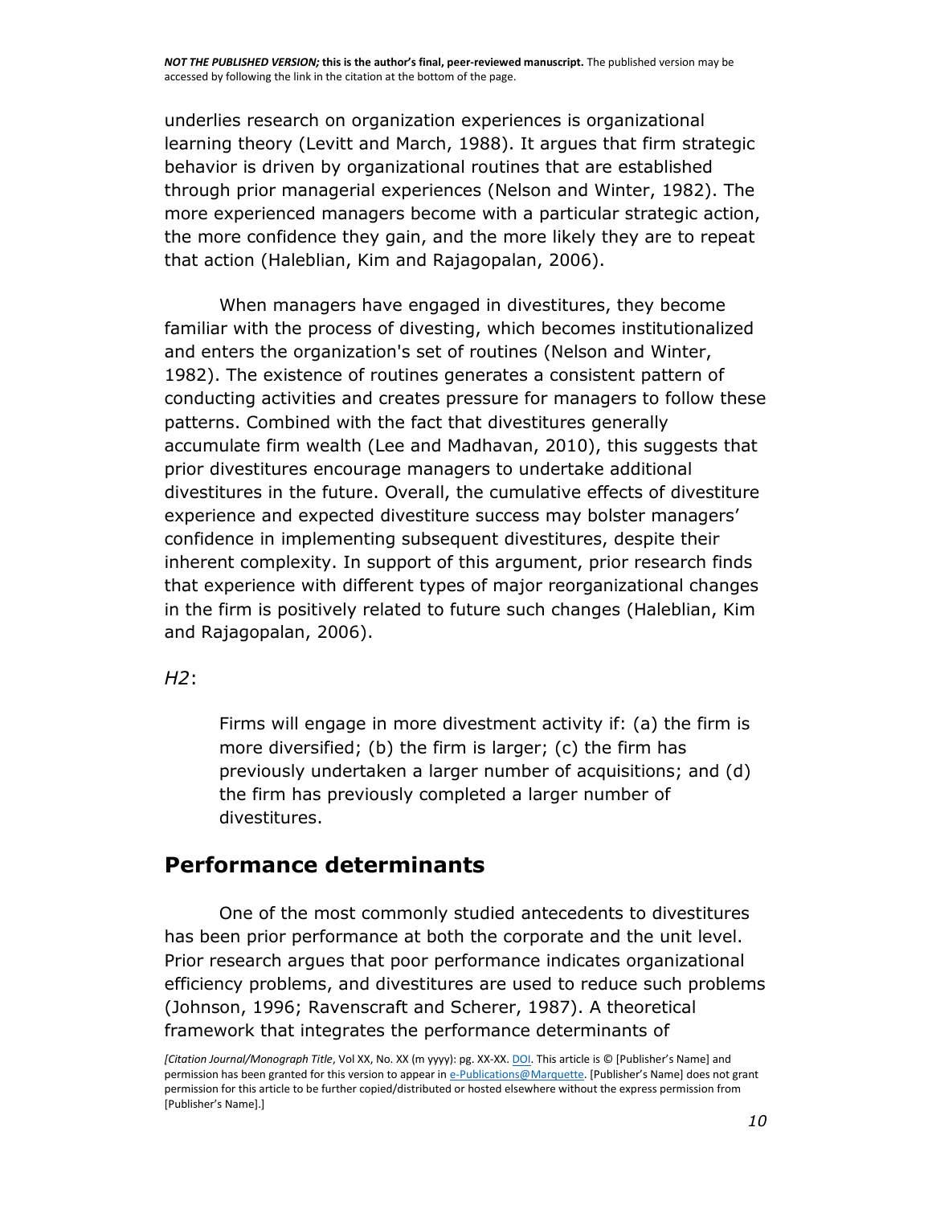underlies research on organization experiences is organizational learning theory (Levitt and March, 1988). It argues that firm strategic behavior is driven by organizational routines that are established through prior managerial experiences (Nelson and Winter, 1982). The more experienced managers become with a particular strategic action, the more confidence they gain, and the more likely they are to repeat that action (Haleblian, Kim and Rajagopalan, 2006).

When managers have engaged in divestitures, they become familiar with the process of divesting, which becomes institutionalized and enters the organization's set of routines (Nelson and Winter, 1982). The existence of routines generates a consistent pattern of conducting activities and creates pressure for managers to follow these patterns. Combined with the fact that divestitures generally accumulate firm wealth (Lee and Madhavan, 2010), this suggests that prior divestitures encourage managers to undertake additional divestitures in the future. Overall, the cumulative effects of divestiture experience and expected divestiture success may bolster managers' confidence in implementing subsequent divestitures, despite their inherent complexity. In support of this argument, prior research finds that experience with different types of major reorganizational changes in the firm is positively related to future such changes (Haleblian, Kim and Rajagopalan, 2006).

*H2*:

> Firms will engage in more divestment activity if: (a) the firm is more diversified; (b) the firm is larger; (c) the firm has previously undertaken a larger number of acquisitions; and (d) the firm has previously completed a larger number of divestitures.

## Performance determinants

One of the most commonly studied antecedents to divestitures has been prior performance at both the corporate and the unit level. Prior research argues that poor performance indicates organizational efficiency problems, and divestitures are used to reduce such problems (Johnson, 1996; Ravenscraft and Scherer, 1987). A theoretical framework that integrates the performance determinants of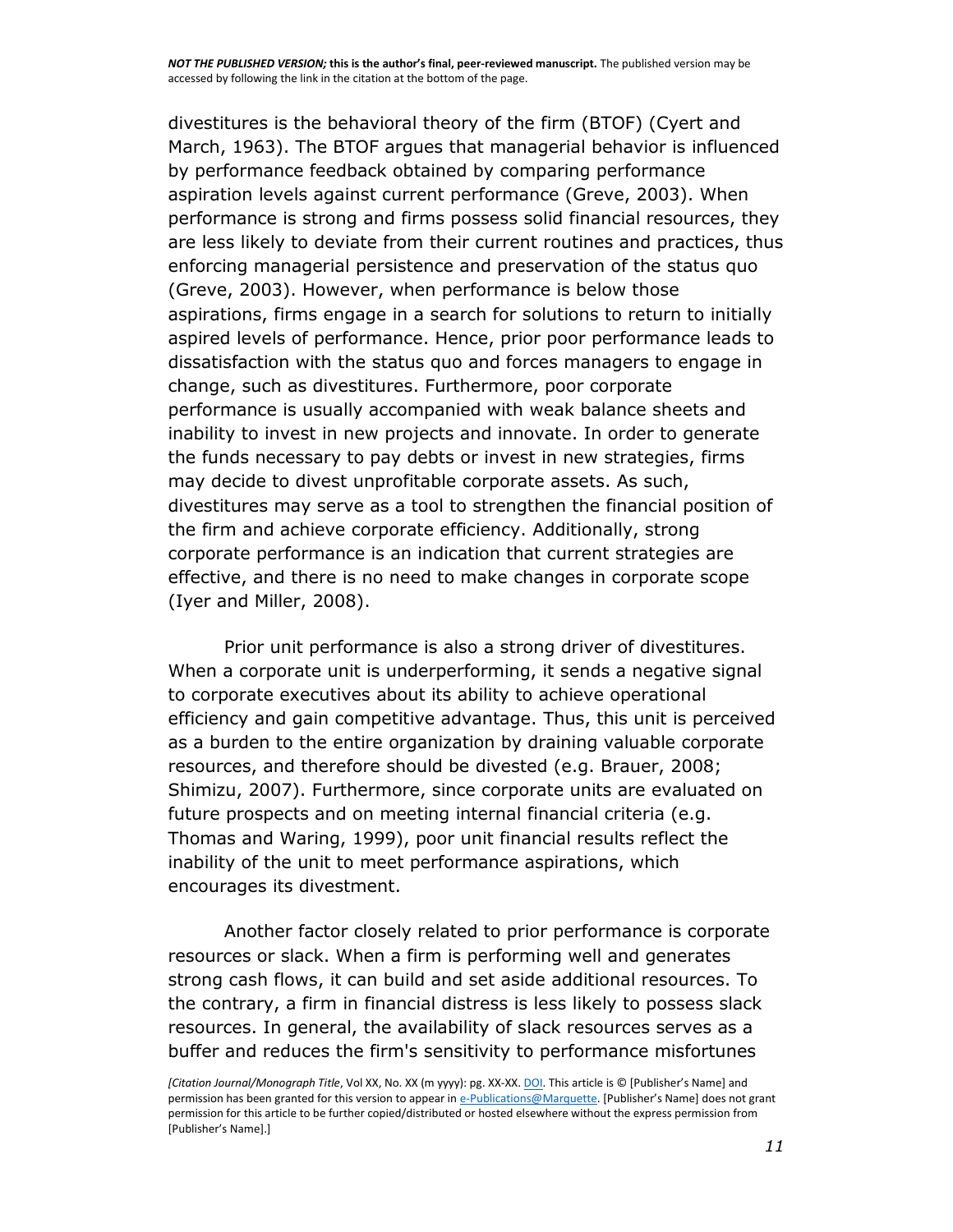divestitures is the behavioral theory of the firm (BTOF) (Cyert and March, 1963). The BTOF argues that managerial behavior is influenced by performance feedback obtained by comparing performance aspiration levels against current performance (Greve, 2003). When performance is strong and firms possess solid financial resources, they are less likely to deviate from their current routines and practices, thus enforcing managerial persistence and preservation of the status quo (Greve, 2003). However, when performance is below those aspirations, firms engage in a search for solutions to return to initially aspired levels of performance. Hence, prior poor performance leads to dissatisfaction with the status quo and forces managers to engage in change, such as divestitures. Furthermore, poor corporate performance is usually accompanied with weak balance sheets and inability to invest in new projects and innovate. In order to generate the funds necessary to pay debts or invest in new strategies, firms may decide to divest unprofitable corporate assets. As such, divestitures may serve as a tool to strengthen the financial position of the firm and achieve corporate efficiency. Additionally, strong corporate performance is an indication that current strategies are effective, and there is no need to make changes in corporate scope (Iyer and Miller, 2008).

Prior unit performance is also a strong driver of divestitures. When a corporate unit is underperforming, it sends a negative signal to corporate executives about its ability to achieve operational efficiency and gain competitive advantage. Thus, this unit is perceived as a burden to the entire organization by draining valuable corporate resources, and therefore should be divested (e.g. Brauer, 2008; Shimizu, 2007). Furthermore, since corporate units are evaluated on future prospects and on meeting internal financial criteria (e.g. Thomas and Waring, 1999), poor unit financial results reflect the inability of the unit to meet performance aspirations, which encourages its divestment.

Another factor closely related to prior performance is corporate resources or slack. When a firm is performing well and generates strong cash flows, it can build and set aside additional resources. To the contrary, a firm in financial distress is less likely to possess slack resources. In general, the availability of slack resources serves as a buffer and reduces the firm's sensitivity to performance misfortunes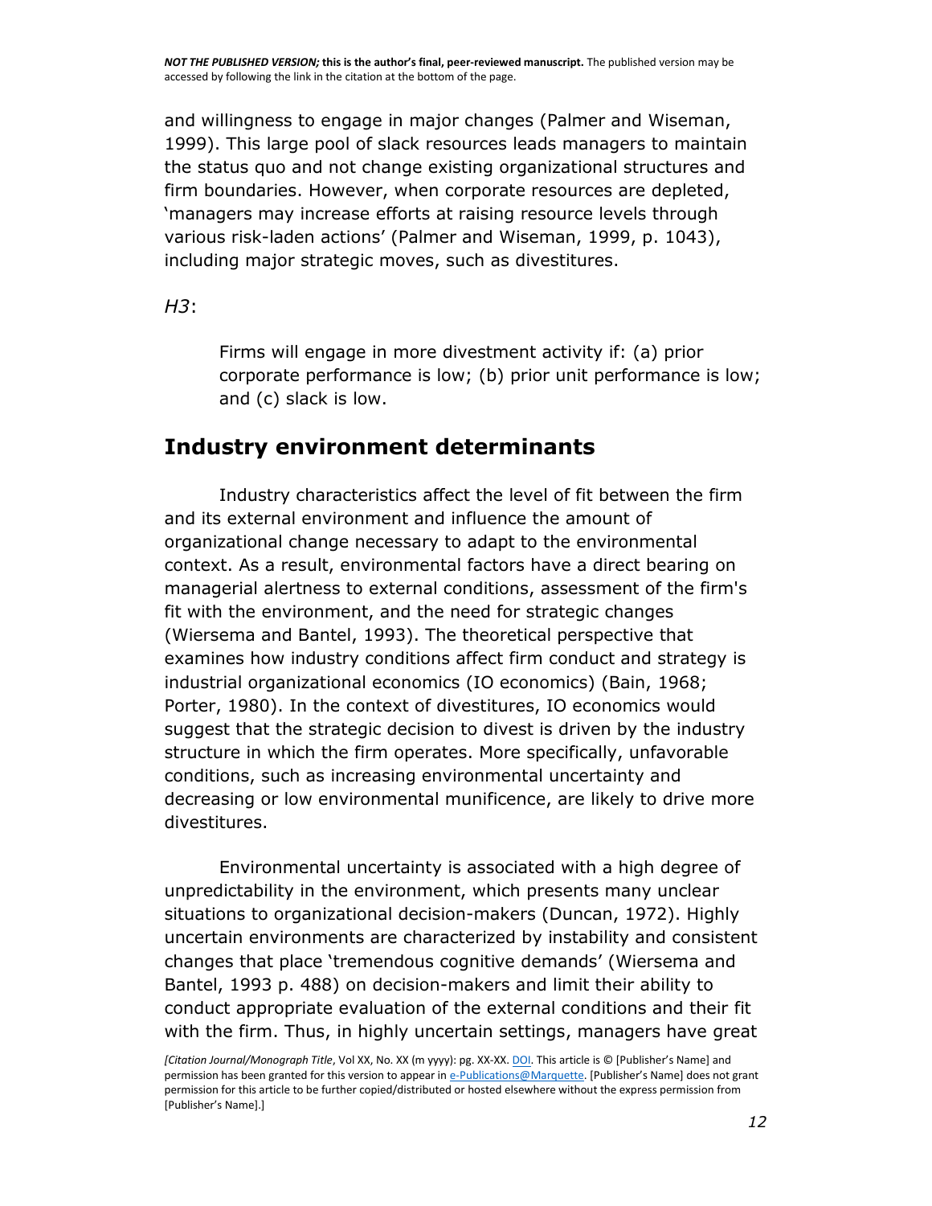and willingness to engage in major changes (Palmer and Wiseman, 1999). This large pool of slack resources leads managers to maintain the status quo and not change existing organizational structures and firm boundaries. However, when corporate resources are depleted, 'managers may increase efforts at raising resource levels through various risk-laden actions' (Palmer and Wiseman, 1999, p. 1043), including major strategic moves, such as divestitures.

*H3*:

> Firms will engage in more divestment activity if: (a) prior corporate performance is low; (b) prior unit performance is low; and (c) slack is low.

## Industry environment determinants

Industry characteristics affect the level of fit between the firm and its external environment and influence the amount of organizational change necessary to adapt to the environmental context. As a result, environmental factors have a direct bearing on managerial alertness to external conditions, assessment of the firm's fit with the environment, and the need for strategic changes (Wiersema and Bantel, 1993). The theoretical perspective that examines how industry conditions affect firm conduct and strategy is industrial organizational economics (IO economics) (Bain, 1968; Porter, 1980). In the context of divestitures, IO economics would suggest that the strategic decision to divest is driven by the industry structure in which the firm operates. More specifically, unfavorable conditions, such as increasing environmental uncertainty and decreasing or low environmental munificence, are likely to drive more divestitures.

Environmental uncertainty is associated with a high degree of unpredictability in the environment, which presents many unclear situations to organizational decision-makers (Duncan, 1972). Highly uncertain environments are characterized by instability and consistent changes that place 'tremendous cognitive demands' (Wiersema and Bantel, 1993 p. 488) on decision-makers and limit their ability to conduct appropriate evaluation of the external conditions and their fit with the firm. Thus, in highly uncertain settings, managers have great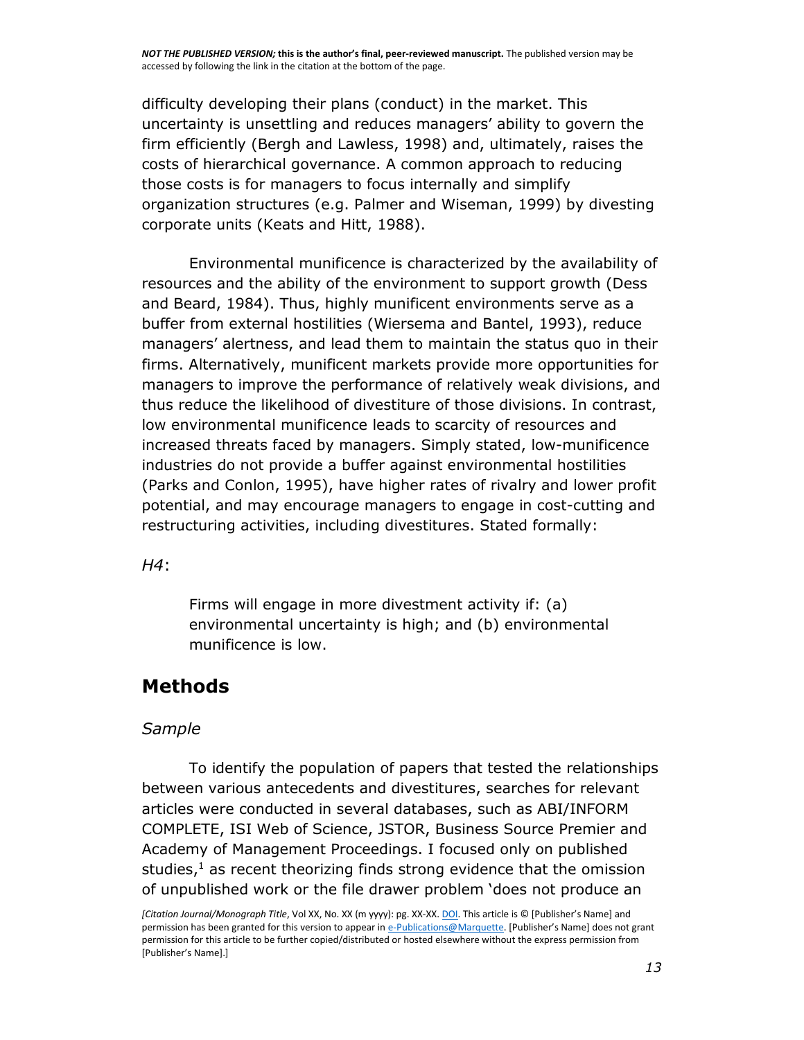difficulty developing their plans (conduct) in the market. This uncertainty is unsettling and reduces managers' ability to govern the firm efficiently (Bergh and Lawless, 1998) and, ultimately, raises the costs of hierarchical governance. A common approach to reducing those costs is for managers to focus internally and simplify organization structures (e.g. Palmer and Wiseman, 1999) by divesting corporate units (Keats and Hitt, 1988).

Environmental munificence is characterized by the availability of resources and the ability of the environment to support growth (Dess and Beard, 1984). Thus, highly munificent environments serve as a buffer from external hostilities (Wiersema and Bantel, 1993), reduce managers' alertness, and lead them to maintain the status quo in their firms. Alternatively, munificent markets provide more opportunities for managers to improve the performance of relatively weak divisions, and thus reduce the likelihood of divestiture of those divisions. In contrast, low environmental munificence leads to scarcity of resources and increased threats faced by managers. Simply stated, low-munificence industries do not provide a buffer against environmental hostilities (Parks and Conlon, 1995), have higher rates of rivalry and lower profit potential, and may encourage managers to engage in cost-cutting and restructuring activities, including divestitures. Stated formally:

*H4*:

> Firms will engage in more divestment activity if: (a) environmental uncertainty is high; and (b) environmental munificence is low.

## Methods

### *Sample*

To identify the population of papers that tested the relationships between various antecedents and divestitures, searches for relevant articles were conducted in several databases, such as ABI/INFORM COMPLETE, ISI Web of Science, JSTOR, Business Source Premier and Academy of Management Proceedings. I focused only on published studies,[1] as recent theorizing finds strong evidence that the omission of unpublished work or the file drawer problem 'does not produce an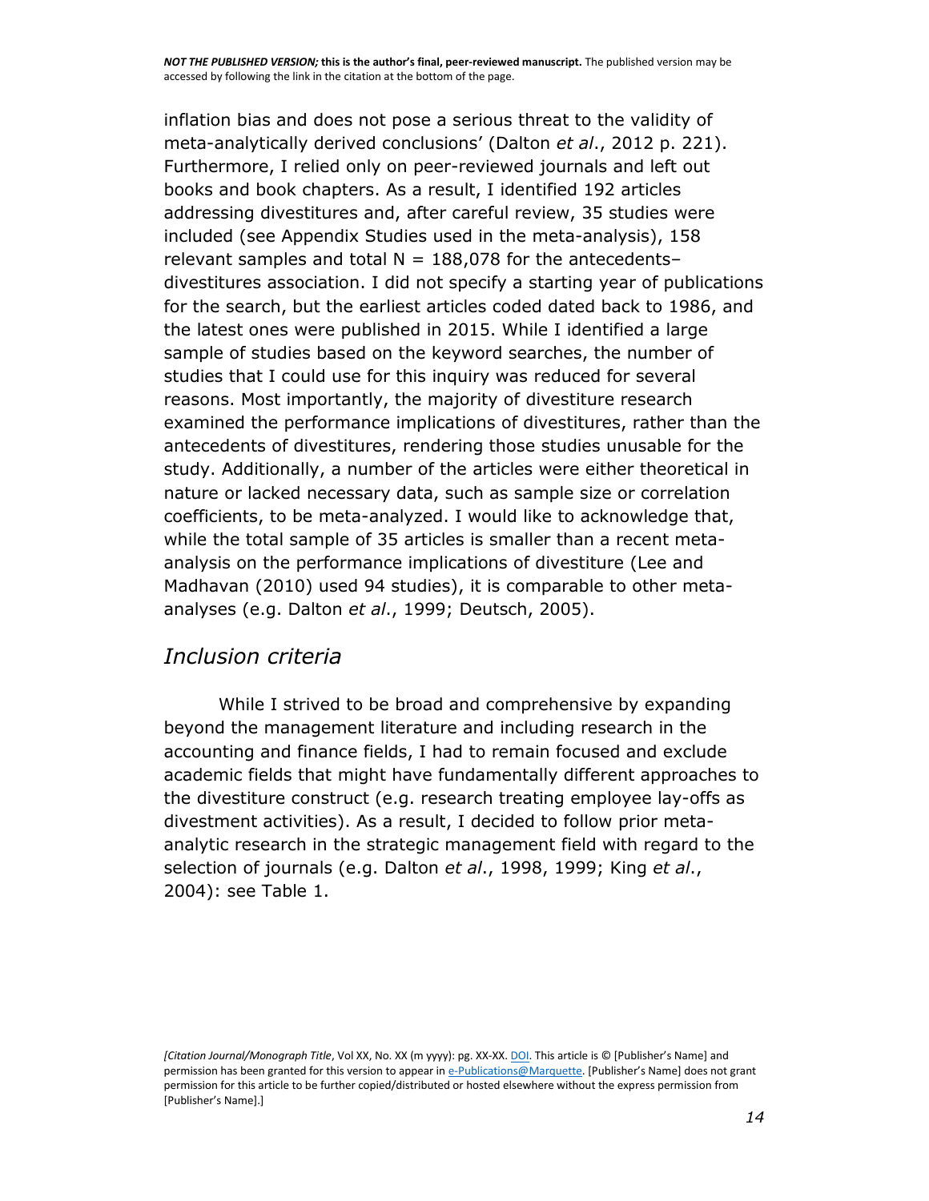inflation bias and does not pose a serious threat to the validity of meta-analytically derived conclusions' (Dalton *et al*., 2012 p. 221). Furthermore, I relied only on peer-reviewed journals and left out books and book chapters. As a result, I identified 192 articles addressing divestitures and, after careful review, 35 studies were included (see Appendix Studies used in the meta-analysis), 158 relevant samples and total N = 188,078 for the antecedents–divestitures association. I did not specify a starting year of publications for the search, but the earliest articles coded dated back to 1986, and the latest ones were published in 2015. While I identified a large sample of studies based on the keyword searches, the number of studies that I could use for this inquiry was reduced for several reasons. Most importantly, the majority of divestiture research examined the performance implications of divestitures, rather than the antecedents of divestitures, rendering those studies unusable for the study. Additionally, a number of the articles were either theoretical in nature or lacked necessary data, such as sample size or correlation coefficients, to be meta-analyzed. I would like to acknowledge that, while the total sample of 35 articles is smaller than a recent meta-analysis on the performance implications of divestiture (Lee and Madhavan (2010) used 94 studies), it is comparable to other meta-analyses (e.g. Dalton *et al*., 1999; Deutsch, 2005).

## *Inclusion criteria*

While I strived to be broad and comprehensive by expanding beyond the management literature and including research in the accounting and finance fields, I had to remain focused and exclude academic fields that might have fundamentally different approaches to the divestiture construct (e.g. research treating employee lay-offs as divestment activities). As a result, I decided to follow prior meta-analytic research in the strategic management field with regard to the selection of journals (e.g. Dalton *et al*., 1998, 1999; King *et al*., 2004): see Table 1.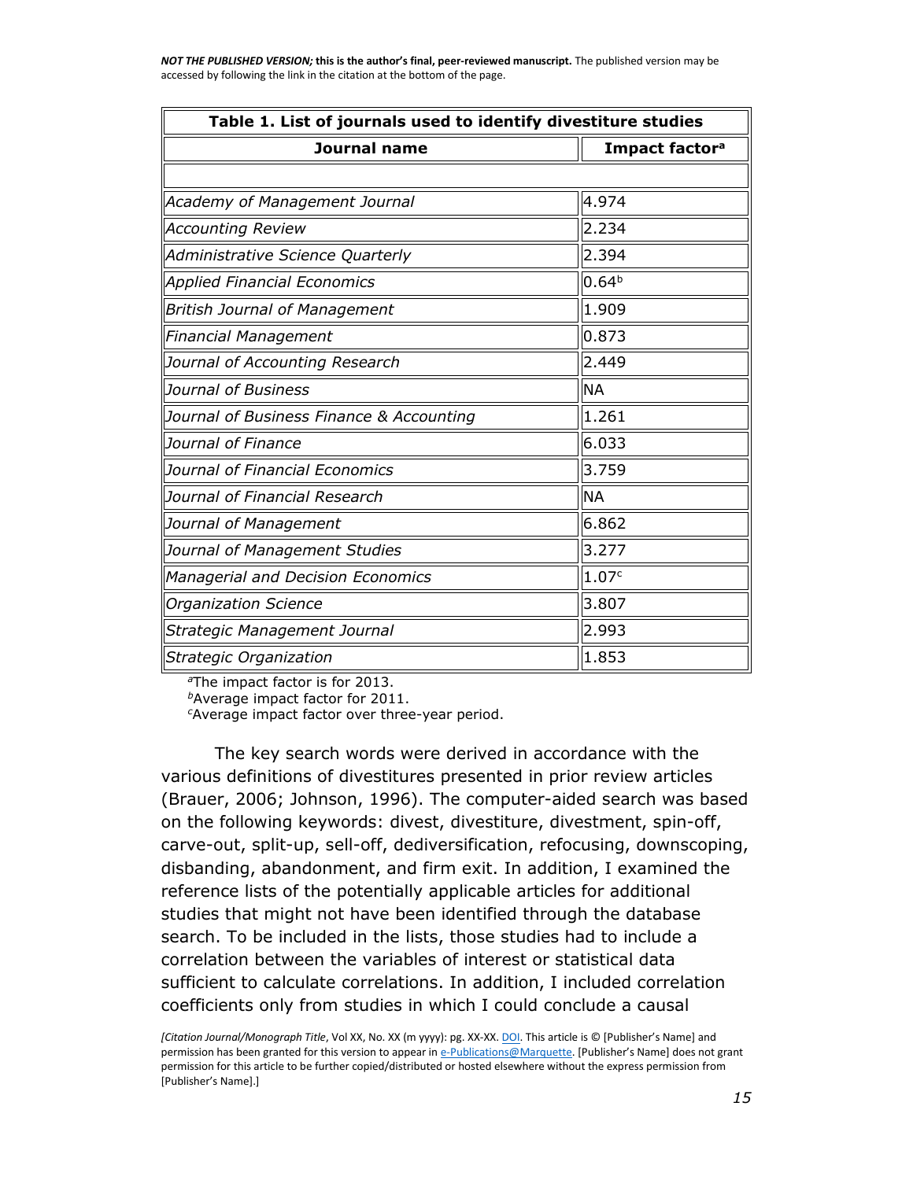**Table 1. List of journals used to identify divestiture studies**

| Journal name | Impact factor[a] |
|---|---|
| | |
| *Academy of Management Journal* | 4.974 |
| *Accounting Review* | 2.234 |
| *Administrative Science Quarterly* | 2.394 |
| *Applied Financial Economics* | 0.64[b] |
| *British Journal of Management* | 1.909 |
| *Financial Management* | 0.873 |
| *Journal of Accounting Research* | 2.449 |
| *Journal of Business* | NA |
| *Journal of Business Finance & Accounting* | 1.261 |
| *Journal of Finance* | 6.033 |
| *Journal of Financial Economics* | 3.759 |
| *Journal of Financial Research* | NA |
| *Journal of Management* | 6.862 |
| *Journal of Management Studies* | 3.277 |
| *Managerial and Decision Economics* | 1.07[c] |
| *Organization Science* | 3.807 |
| *Strategic Management Journal* | 2.993 |
| *Strategic Organization* | 1.853 |

[a]The impact factor is for 2013.
[b]Average impact factor for 2011.
[c]Average impact factor over three-year period.

The key search words were derived in accordance with the various definitions of divestitures presented in prior review articles (Brauer, 2006; Johnson, 1996). The computer-aided search was based on the following keywords: divest, divestiture, divestment, spin-off, carve-out, split-up, sell-off, dediversification, refocusing, downscoping, disbanding, abandonment, and firm exit. In addition, I examined the reference lists of the potentially applicable articles for additional studies that might not have been identified through the database search. To be included in the lists, those studies had to include a correlation between the variables of interest or statistical data sufficient to calculate correlations. In addition, I included correlation coefficients only from studies in which I could conclude a causal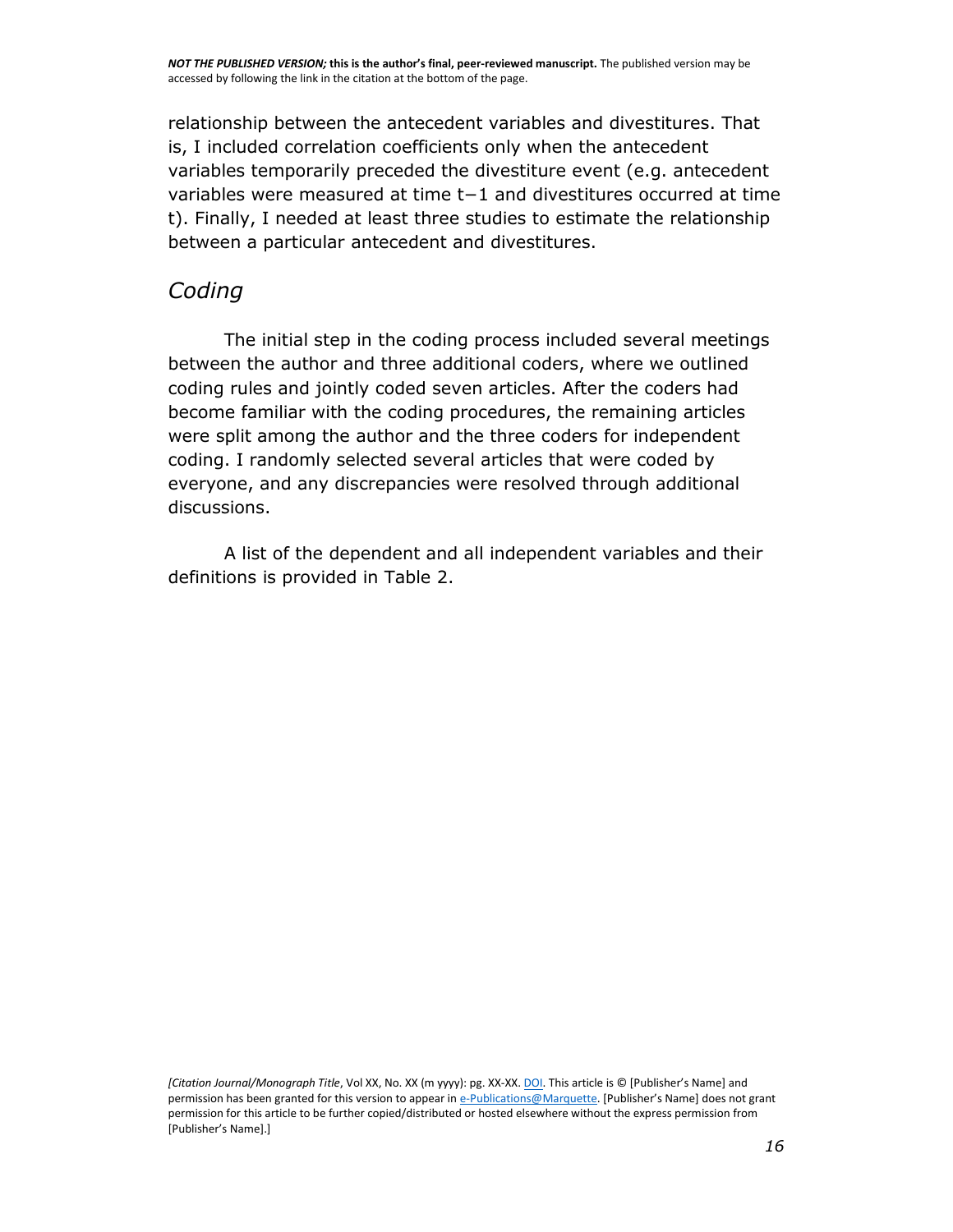relationship between the antecedent variables and divestitures. That is, I included correlation coefficients only when the antecedent variables temporarily preceded the divestiture event (e.g. antecedent variables were measured at time $t-1$ and divestitures occurred at time $t$). Finally, I needed at least three studies to estimate the relationship between a particular antecedent and divestitures.

## *Coding*

The initial step in the coding process included several meetings between the author and three additional coders, where we outlined coding rules and jointly coded seven articles. After the coders had become familiar with the coding procedures, the remaining articles were split among the author and the three coders for independent coding. I randomly selected several articles that were coded by everyone, and any discrepancies were resolved through additional discussions.

A list of the dependent and all independent variables and their definitions is provided in Table 2.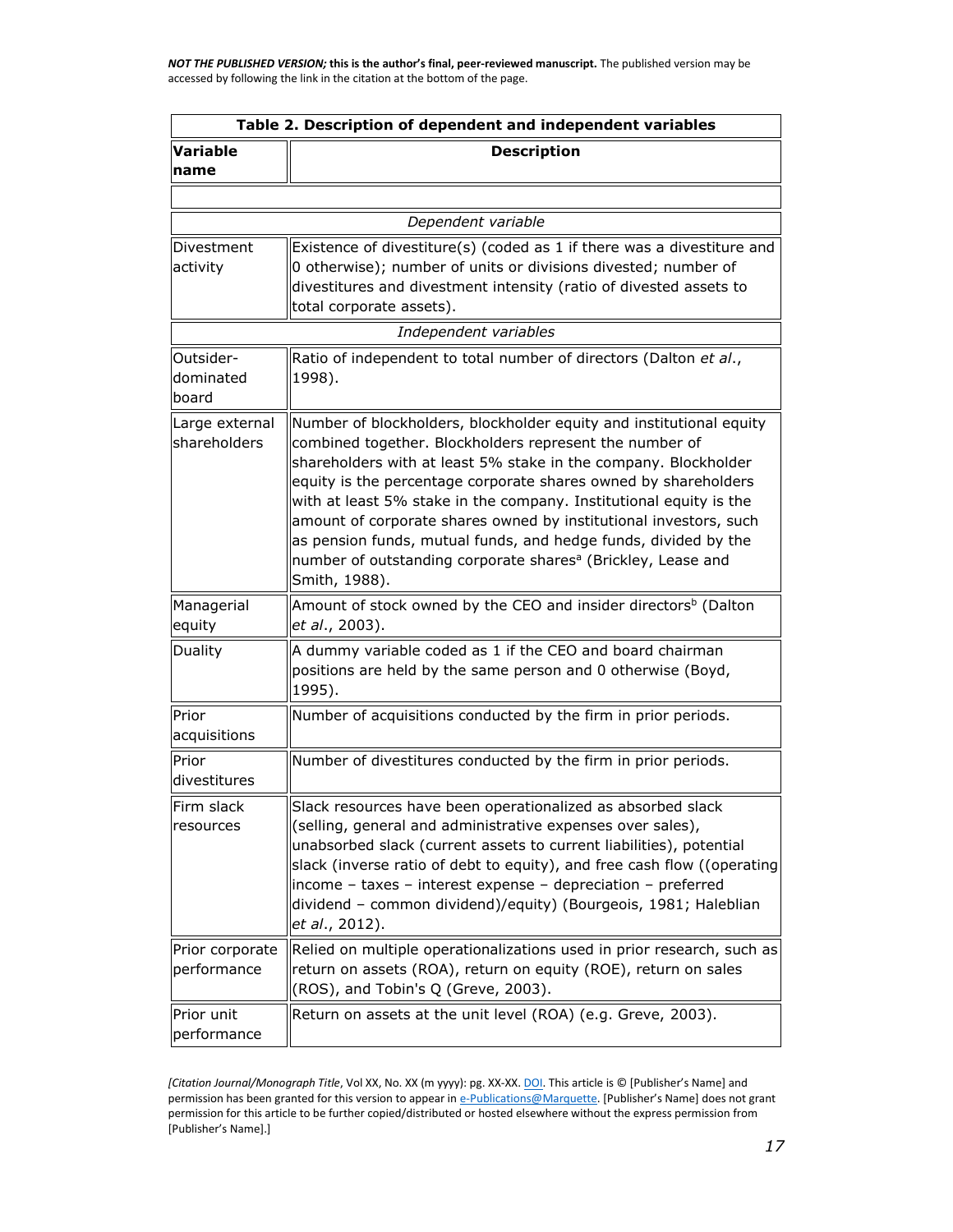**Table 2. Description of dependent and independent variables**

| Variable name | Description |
|---|---|
| | |
| *Dependent variable* | |
| Divestment activity | Existence of divestiture(s) (coded as 1 if there was a divestiture and 0 otherwise); number of units or divisions divested; number of divestitures and divestment intensity (ratio of divested assets to total corporate assets). |
| *Independent variables* | |
| Outsider-dominated board | Ratio of independent to total number of directors (Dalton *et al*., 1998). |
| Large external shareholders | Number of blockholders, blockholder equity and institutional equity combined together. Blockholders represent the number of shareholders with at least 5% stake in the company. Blockholder equity is the percentage corporate shares owned by shareholders with at least 5% stake in the company. Institutional equity is the amount of corporate shares owned by institutional investors, such as pension funds, mutual funds, and hedge funds, divided by the number of outstanding corporate shares[a] (Brickley, Lease and Smith, 1988). |
| Managerial equity | Amount of stock owned by the CEO and insider directors[b] (Dalton *et al*., 2003). |
| Duality | A dummy variable coded as 1 if the CEO and board chairman positions are held by the same person and 0 otherwise (Boyd, 1995). |
| Prior acquisitions | Number of acquisitions conducted by the firm in prior periods. |
| Prior divestitures | Number of divestitures conducted by the firm in prior periods. |
| Firm slack resources | Slack resources have been operationalized as absorbed slack (selling, general and administrative expenses over sales), unabsorbed slack (current assets to current liabilities), potential slack (inverse ratio of debt to equity), and free cash flow ((operating income – taxes – interest expense – depreciation – preferred dividend – common dividend)/equity) (Bourgeois, 1981; Haleblian *et al*., 2012). |
| Prior corporate performance | Relied on multiple operationalizations used in prior research, such as return on assets (ROA), return on equity (ROE), return on sales (ROS), and Tobin's Q (Greve, 2003). |
| Prior unit performance | Return on assets at the unit level (ROA) (e.g. Greve, 2003). |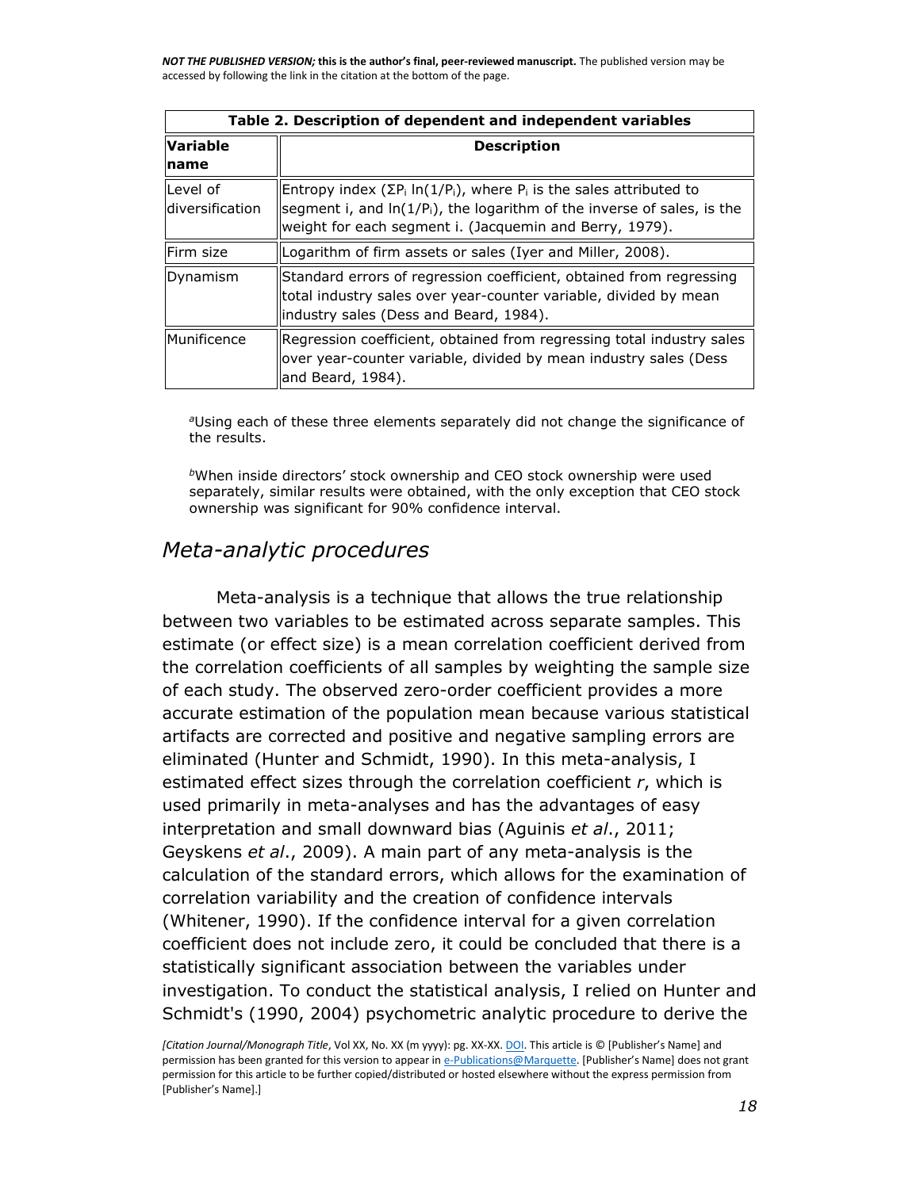| Table 2. Description of dependent and independent variables | |
|---|---|
| Variable name | Description |
| Level of diversification | Entropy index ($\Sigma P_i \ln(1/P_i)$, where $P_i$ is the sales attributed to segment i, and $\ln(1/P_i)$, the logarithm of the inverse of sales, is the weight for each segment i. (Jacquemin and Berry, 1979). |
| Firm size | Logarithm of firm assets or sales (Iyer and Miller, 2008). |
| Dynamism | Standard errors of regression coefficient, obtained from regressing total industry sales over year-counter variable, divided by mean industry sales (Dess and Beard, 1984). |
| Munificence | Regression coefficient, obtained from regressing total industry sales over year-counter variable, divided by mean industry sales (Dess and Beard, 1984). |

[a]Using each of these three elements separately did not change the significance of the results.

[b]When inside directors' stock ownership and CEO stock ownership were used separately, similar results were obtained, with the only exception that CEO stock ownership was significant for 90% confidence interval.

## *Meta-analytic procedures*

Meta-analysis is a technique that allows the true relationship between two variables to be estimated across separate samples. This estimate (or effect size) is a mean correlation coefficient derived from the correlation coefficients of all samples by weighting the sample size of each study. The observed zero-order coefficient provides a more accurate estimation of the population mean because various statistical artifacts are corrected and positive and negative sampling errors are eliminated (Hunter and Schmidt, 1990). In this meta-analysis, I estimated effect sizes through the correlation coefficient *r*, which is used primarily in meta-analyses and has the advantages of easy interpretation and small downward bias (Aguinis *et al*., 2011; Geyskens *et al*., 2009). A main part of any meta-analysis is the calculation of the standard errors, which allows for the examination of correlation variability and the creation of confidence intervals (Whitener, 1990). If the confidence interval for a given correlation coefficient does not include zero, it could be concluded that there is a statistically significant association between the variables under investigation. To conduct the statistical analysis, I relied on Hunter and Schmidt's (1990, 2004) psychometric analytic procedure to derive the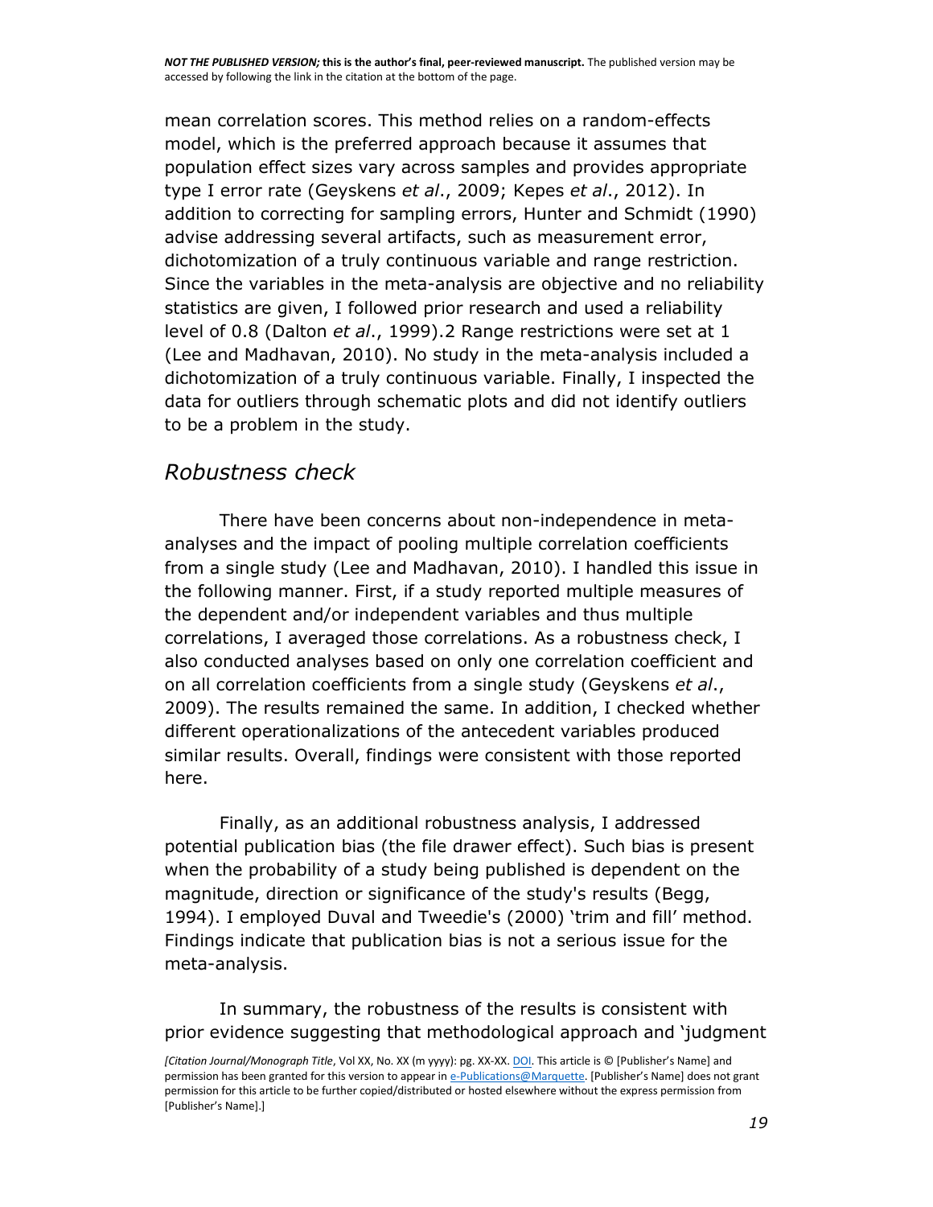mean correlation scores. This method relies on a random-effects model, which is the preferred approach because it assumes that population effect sizes vary across samples and provides appropriate type I error rate (Geyskens *et al*., 2009; Kepes *et al*., 2012). In addition to correcting for sampling errors, Hunter and Schmidt (1990) advise addressing several artifacts, such as measurement error, dichotomization of a truly continuous variable and range restriction. Since the variables in the meta-analysis are objective and no reliability statistics are given, I followed prior research and used a reliability level of 0.8 (Dalton *et al*., 1999).2 Range restrictions were set at 1 (Lee and Madhavan, 2010). No study in the meta-analysis included a dichotomization of a truly continuous variable. Finally, I inspected the data for outliers through schematic plots and did not identify outliers to be a problem in the study.

## *Robustness check*

There have been concerns about non-independence in meta-analyses and the impact of pooling multiple correlation coefficients from a single study (Lee and Madhavan, 2010). I handled this issue in the following manner. First, if a study reported multiple measures of the dependent and/or independent variables and thus multiple correlations, I averaged those correlations. As a robustness check, I also conducted analyses based on only one correlation coefficient and on all correlation coefficients from a single study (Geyskens *et al*., 2009). The results remained the same. In addition, I checked whether different operationalizations of the antecedent variables produced similar results. Overall, findings were consistent with those reported here.

Finally, as an additional robustness analysis, I addressed potential publication bias (the file drawer effect). Such bias is present when the probability of a study being published is dependent on the magnitude, direction or significance of the study's results (Begg, 1994). I employed Duval and Tweedie's (2000) 'trim and fill' method. Findings indicate that publication bias is not a serious issue for the meta-analysis.

In summary, the robustness of the results is consistent with prior evidence suggesting that methodological approach and 'judgment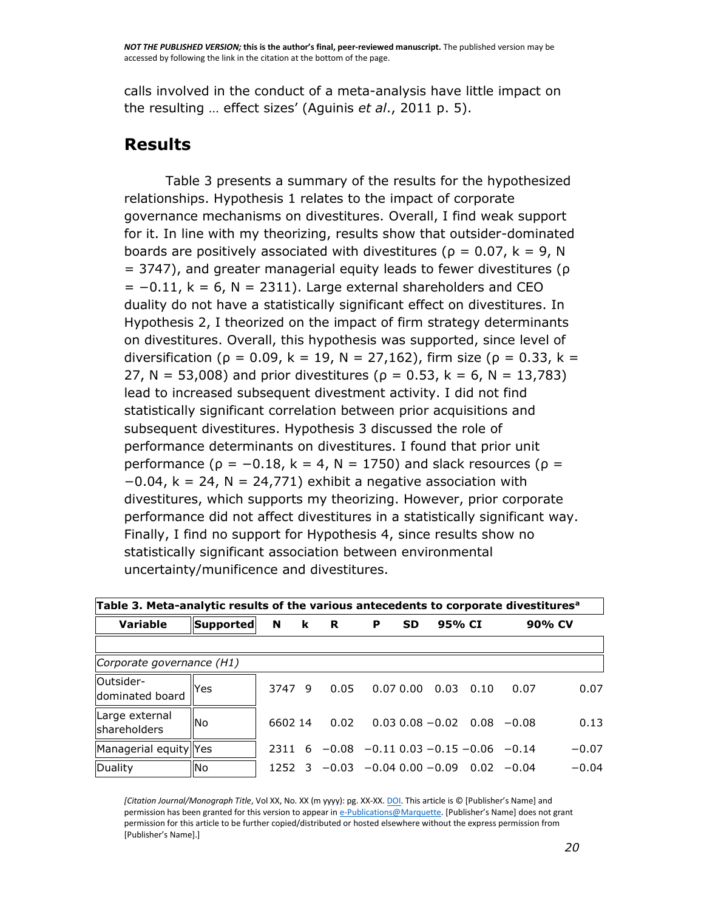calls involved in the conduct of a meta-analysis have little impact on the resulting … effect sizes' (Aguinis *et al*., 2011 p. 5).

## Results

Table 3 presents a summary of the results for the hypothesized relationships. Hypothesis 1 relates to the impact of corporate governance mechanisms on divestitures. Overall, I find weak support for it. In line with my theorizing, results show that outsider-dominated boards are positively associated with divestitures (ρ = 0.07, k = 9, N = 3747), and greater managerial equity leads to fewer divestitures (ρ = −0.11, k = 6, N = 2311). Large external shareholders and CEO duality do not have a statistically significant effect on divestitures. In Hypothesis 2, I theorized on the impact of firm strategy determinants on divestitures. Overall, this hypothesis was supported, since level of diversification (ρ = 0.09, k = 19, N = 27,162), firm size (ρ = 0.33, k = 27, N = 53,008) and prior divestitures (ρ = 0.53, k = 6, N = 13,783) lead to increased subsequent divestment activity. I did not find statistically significant correlation between prior acquisitions and subsequent divestitures. Hypothesis 3 discussed the role of performance determinants on divestitures. I found that prior unit performance (ρ = −0.18, k = 4, N = 1750) and slack resources (ρ = −0.04, k = 24, N = 24,771) exhibit a negative association with divestitures, which supports my theorizing. However, prior corporate performance did not affect divestitures in a statistically significant way. Finally, I find no support for Hypothesis 4, since results show no statistically significant association between environmental uncertainty/munificence and divestitures.

**Table 3. Meta-analytic results of the various antecedents to corporate divestitures[a]**

| Variable | Supported | N | k | R | P | SD | 95% CI | | 90% CV | |
|---|---|---|---|---|---|---|---|---|---|---|
| *Corporate governance (H1)* | | | | | | | | | | |
| Outsider-dominated board | Yes | 3747 | 9 | 0.05 | 0.07 | 0.00 | 0.03 | 0.10 | 0.07 | 0.07 |
| Large external shareholders | No | 6602 | 14 | 0.02 | 0.03 | 0.08 | −0.02 | 0.08 | −0.08 | 0.13 |
| Managerial equity | Yes | 2311 | 6 | −0.08 | −0.11 | 0.03 | −0.15 | −0.06 | −0.14 | −0.07 |
| Duality | No | 1252 | 3 | −0.03 | −0.04 | 0.00 | −0.09 | 0.02 | −0.04 | −0.04 |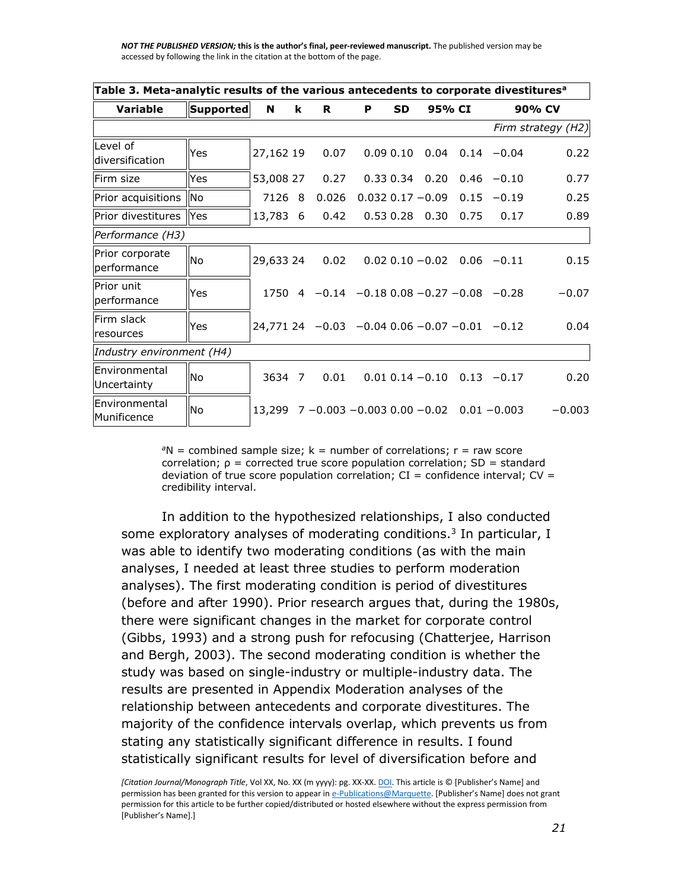**NOT THE PUBLISHED VERSION; this is the author's final, peer-reviewed manuscript.** The published version may be accessed by following the link in the citation at the bottom of the page.

**Table 3. Meta-analytic results of the various antecedents to corporate divestitures[a]**

| Variable | Supported | N | k | R | Ρ | SD | 95% CI | | 90% CV | |
|---|---|---|---|---|---|---|---|---|---|---|
| *Firm strategy (H2)* | | | | | | | | | | |
| Level of diversification | Yes | 27,162 | 19 | 0.07 | 0.09 | 0.10 | 0.04 | 0.14 | −0.04 | 0.22 |
| Firm size | Yes | 53,008 | 27 | 0.27 | 0.33 | 0.34 | 0.20 | 0.46 | −0.10 | 0.77 |
| Prior acquisitions | No | 7126 | 8 | 0.026 | 0.032 | 0.17 | −0.09 | 0.15 | −0.19 | 0.25 |
| Prior divestitures | Yes | 13,783 | 6 | 0.42 | 0.53 | 0.28 | 0.30 | 0.75 | 0.17 | 0.89 |
| *Performance (H3)* | | | | | | | | | | |
| Prior corporate performance | No | 29,633 | 24 | 0.02 | 0.02 | 0.10 | −0.02 | 0.06 | −0.11 | 0.15 |
| Prior unit performance | Yes | 1750 | 4 | −0.14 | −0.18 | 0.08 | −0.27 | −0.08 | −0.28 | −0.07 |
| Firm slack resources | Yes | 24,771 | 24 | −0.03 | −0.04 | 0.06 | −0.07 | −0.01 | −0.12 | 0.04 |
| *Industry environment (H4)* | | | | | | | | | | |
| Environmental Uncertainty | No | 3634 | 7 | 0.01 | 0.01 | 0.14 | −0.10 | 0.13 | −0.17 | 0.20 |
| Environmental Munificence | No | 13,299 | 7 | −0.003 | −0.003 | 0.00 | −0.02 | 0.01 | −0.003 | −0.003 |

[a]N = combined sample size; k = number of correlations; r = raw score correlation; ρ = corrected true score population correlation; SD = standard deviation of true score population correlation; CI = confidence interval; CV = credibility interval.

In addition to the hypothesized relationships, I also conducted some exploratory analyses of moderating conditions.[3] In particular, I was able to identify two moderating conditions (as with the main analyses, I needed at least three studies to perform moderation analyses). The first moderating condition is period of divestitures (before and after 1990). Prior research argues that, during the 1980s, there were significant changes in the market for corporate control (Gibbs, 1993) and a strong push for refocusing (Chatterjee, Harrison and Bergh, 2003). The second moderating condition is whether the study was based on single-industry or multiple-industry data. The results are presented in Appendix Moderation analyses of the relationship between antecedents and corporate divestitures. The majority of the confidence intervals overlap, which prevents us from stating any statistically significant difference in results. I found statistically significant results for level of diversification before and

*[Citation Journal/Monograph Title*, Vol XX, No. XX (m yyyy): pg. XX-XX. DOI. This article is © [Publisher's Name] and permission has been granted for this version to appear in e-Publications@Marquette. [Publisher's Name] does not grant permission for this article to be further copied/distributed or hosted elsewhere without the express permission from [Publisher's Name].]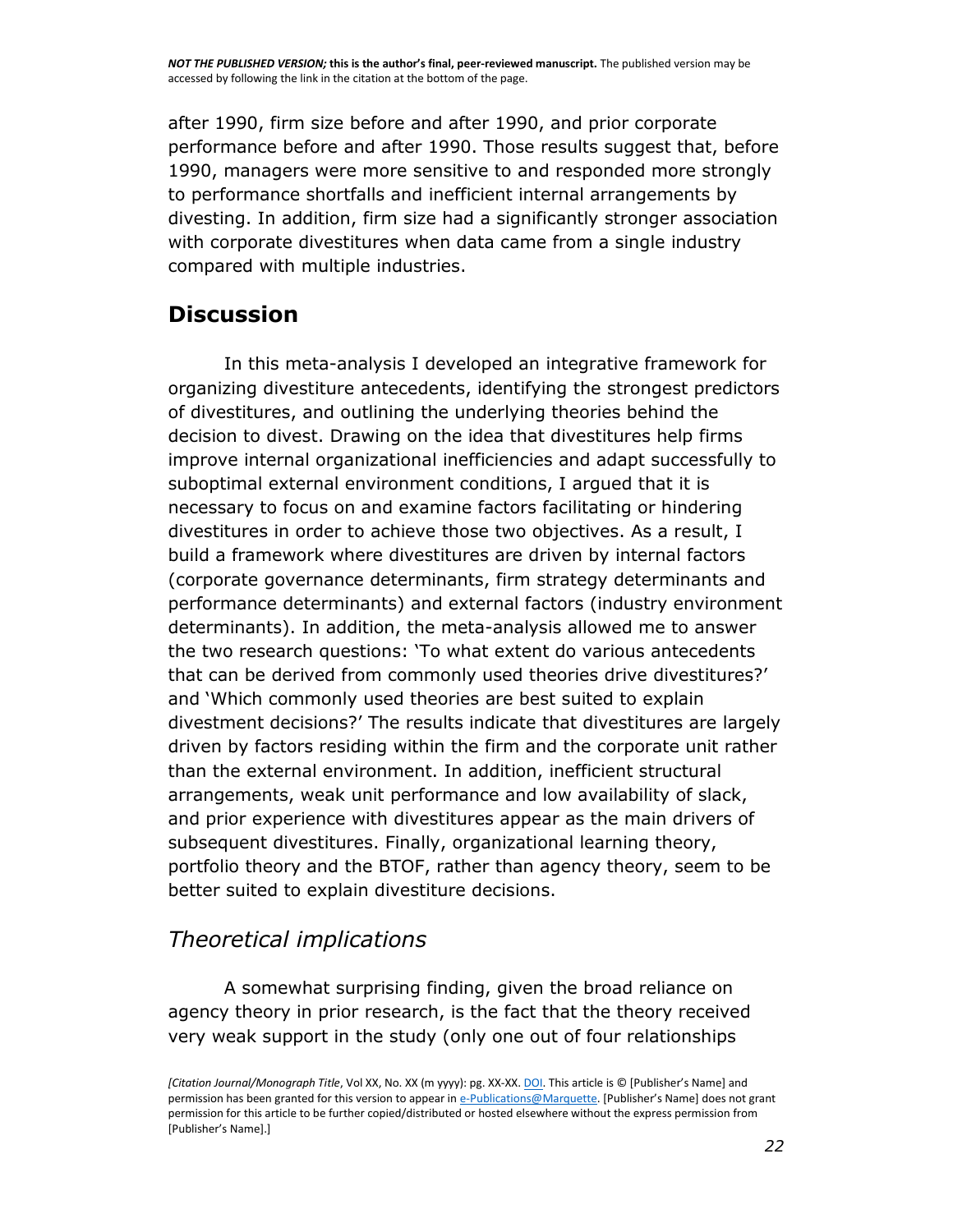after 1990, firm size before and after 1990, and prior corporate performance before and after 1990. Those results suggest that, before 1990, managers were more sensitive to and responded more strongly to performance shortfalls and inefficient internal arrangements by divesting. In addition, firm size had a significantly stronger association with corporate divestitures when data came from a single industry compared with multiple industries.

## Discussion

In this meta-analysis I developed an integrative framework for organizing divestiture antecedents, identifying the strongest predictors of divestitures, and outlining the underlying theories behind the decision to divest. Drawing on the idea that divestitures help firms improve internal organizational inefficiencies and adapt successfully to suboptimal external environment conditions, I argued that it is necessary to focus on and examine factors facilitating or hindering divestitures in order to achieve those two objectives. As a result, I build a framework where divestitures are driven by internal factors (corporate governance determinants, firm strategy determinants and performance determinants) and external factors (industry environment determinants). In addition, the meta-analysis allowed me to answer the two research questions: 'To what extent do various antecedents that can be derived from commonly used theories drive divestitures?' and 'Which commonly used theories are best suited to explain divestment decisions?' The results indicate that divestitures are largely driven by factors residing within the firm and the corporate unit rather than the external environment. In addition, inefficient structural arrangements, weak unit performance and low availability of slack, and prior experience with divestitures appear as the main drivers of subsequent divestitures. Finally, organizational learning theory, portfolio theory and the BTOF, rather than agency theory, seem to be better suited to explain divestiture decisions.

### *Theoretical implications*

A somewhat surprising finding, given the broad reliance on agency theory in prior research, is the fact that the theory received very weak support in the study (only one out of four relationships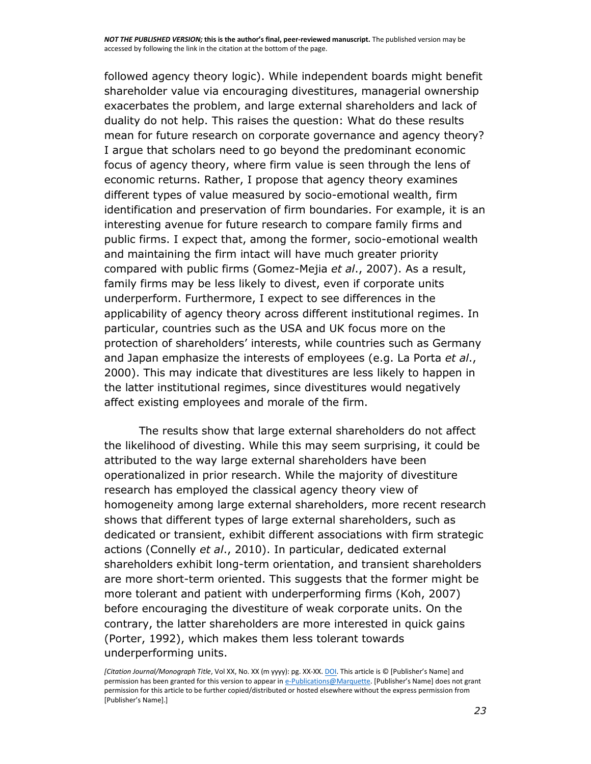followed agency theory logic). While independent boards might benefit shareholder value via encouraging divestitures, managerial ownership exacerbates the problem, and large external shareholders and lack of duality do not help. This raises the question: What do these results mean for future research on corporate governance and agency theory? I argue that scholars need to go beyond the predominant economic focus of agency theory, where firm value is seen through the lens of economic returns. Rather, I propose that agency theory examines different types of value measured by socio-emotional wealth, firm identification and preservation of firm boundaries. For example, it is an interesting avenue for future research to compare family firms and public firms. I expect that, among the former, socio-emotional wealth and maintaining the firm intact will have much greater priority compared with public firms (Gomez-Mejia *et al*., 2007). As a result, family firms may be less likely to divest, even if corporate units underperform. Furthermore, I expect to see differences in the applicability of agency theory across different institutional regimes. In particular, countries such as the USA and UK focus more on the protection of shareholders' interests, while countries such as Germany and Japan emphasize the interests of employees (e.g. La Porta *et al*., 2000). This may indicate that divestitures are less likely to happen in the latter institutional regimes, since divestitures would negatively affect existing employees and morale of the firm.

The results show that large external shareholders do not affect the likelihood of divesting. While this may seem surprising, it could be attributed to the way large external shareholders have been operationalized in prior research. While the majority of divestiture research has employed the classical agency theory view of homogeneity among large external shareholders, more recent research shows that different types of large external shareholders, such as dedicated or transient, exhibit different associations with firm strategic actions (Connelly *et al*., 2010). In particular, dedicated external shareholders exhibit long-term orientation, and transient shareholders are more short-term oriented. This suggests that the former might be more tolerant and patient with underperforming firms (Koh, 2007) before encouraging the divestiture of weak corporate units. On the contrary, the latter shareholders are more interested in quick gains (Porter, 1992), which makes them less tolerant towards underperforming units.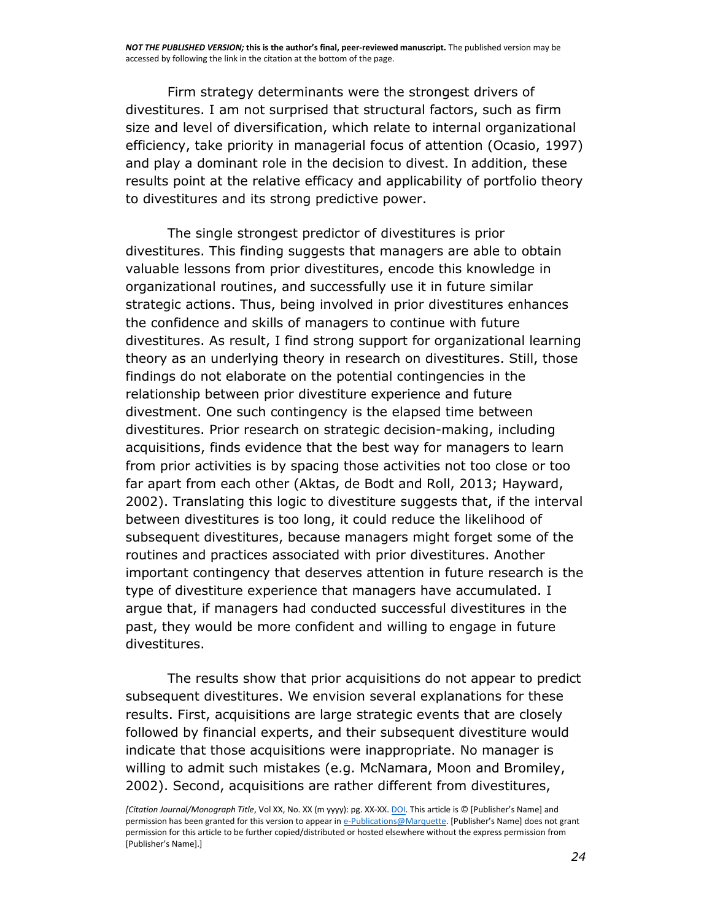Firm strategy determinants were the strongest drivers of divestitures. I am not surprised that structural factors, such as firm size and level of diversification, which relate to internal organizational efficiency, take priority in managerial focus of attention (Ocasio, 1997) and play a dominant role in the decision to divest. In addition, these results point at the relative efficacy and applicability of portfolio theory to divestitures and its strong predictive power.

The single strongest predictor of divestitures is prior divestitures. This finding suggests that managers are able to obtain valuable lessons from prior divestitures, encode this knowledge in organizational routines, and successfully use it in future similar strategic actions. Thus, being involved in prior divestitures enhances the confidence and skills of managers to continue with future divestitures. As result, I find strong support for organizational learning theory as an underlying theory in research on divestitures. Still, those findings do not elaborate on the potential contingencies in the relationship between prior divestiture experience and future divestment. One such contingency is the elapsed time between divestitures. Prior research on strategic decision-making, including acquisitions, finds evidence that the best way for managers to learn from prior activities is by spacing those activities not too close or too far apart from each other (Aktas, de Bodt and Roll, 2013; Hayward, 2002). Translating this logic to divestiture suggests that, if the interval between divestitures is too long, it could reduce the likelihood of subsequent divestitures, because managers might forget some of the routines and practices associated with prior divestitures. Another important contingency that deserves attention in future research is the type of divestiture experience that managers have accumulated. I argue that, if managers had conducted successful divestitures in the past, they would be more confident and willing to engage in future divestitures.

The results show that prior acquisitions do not appear to predict subsequent divestitures. We envision several explanations for these results. First, acquisitions are large strategic events that are closely followed by financial experts, and their subsequent divestiture would indicate that those acquisitions were inappropriate. No manager is willing to admit such mistakes (e.g. McNamara, Moon and Bromiley, 2002). Second, acquisitions are rather different from divestitures,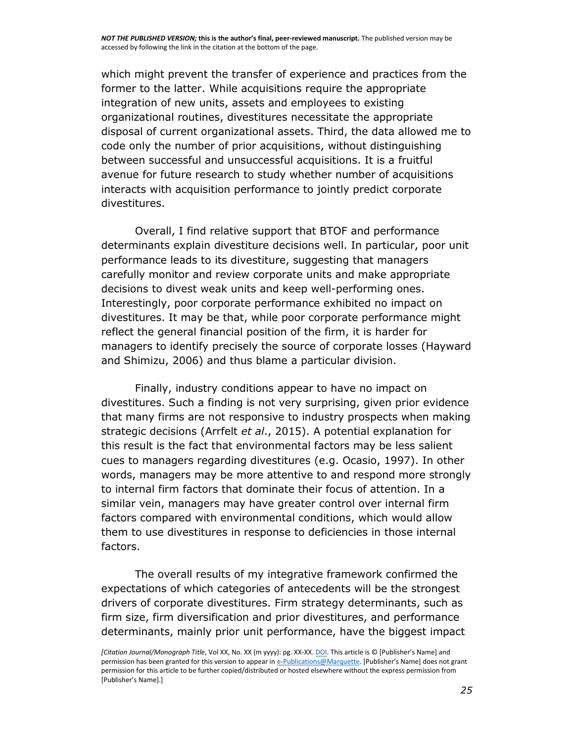which might prevent the transfer of experience and practices from the former to the latter. While acquisitions require the appropriate integration of new units, assets and employees to existing organizational routines, divestitures necessitate the appropriate disposal of current organizational assets. Third, the data allowed me to code only the number of prior acquisitions, without distinguishing between successful and unsuccessful acquisitions. It is a fruitful avenue for future research to study whether number of acquisitions interacts with acquisition performance to jointly predict corporate divestitures.

Overall, I find relative support that BTOF and performance determinants explain divestiture decisions well. In particular, poor unit performance leads to its divestiture, suggesting that managers carefully monitor and review corporate units and make appropriate decisions to divest weak units and keep well-performing ones. Interestingly, poor corporate performance exhibited no impact on divestitures. It may be that, while poor corporate performance might reflect the general financial position of the firm, it is harder for managers to identify precisely the source of corporate losses (Hayward and Shimizu, 2006) and thus blame a particular division.

Finally, industry conditions appear to have no impact on divestitures. Such a finding is not very surprising, given prior evidence that many firms are not responsive to industry prospects when making strategic decisions (Arrfelt *et al*., 2015). A potential explanation for this result is the fact that environmental factors may be less salient cues to managers regarding divestitures (e.g. Ocasio, 1997). In other words, managers may be more attentive to and respond more strongly to internal firm factors that dominate their focus of attention. In a similar vein, managers may have greater control over internal firm factors compared with environmental conditions, which would allow them to use divestitures in response to deficiencies in those internal factors.

The overall results of my integrative framework confirmed the expectations of which categories of antecedents will be the strongest drivers of corporate divestitures. Firm strategy determinants, such as firm size, firm diversification and prior divestitures, and performance determinants, mainly prior unit performance, have the biggest impact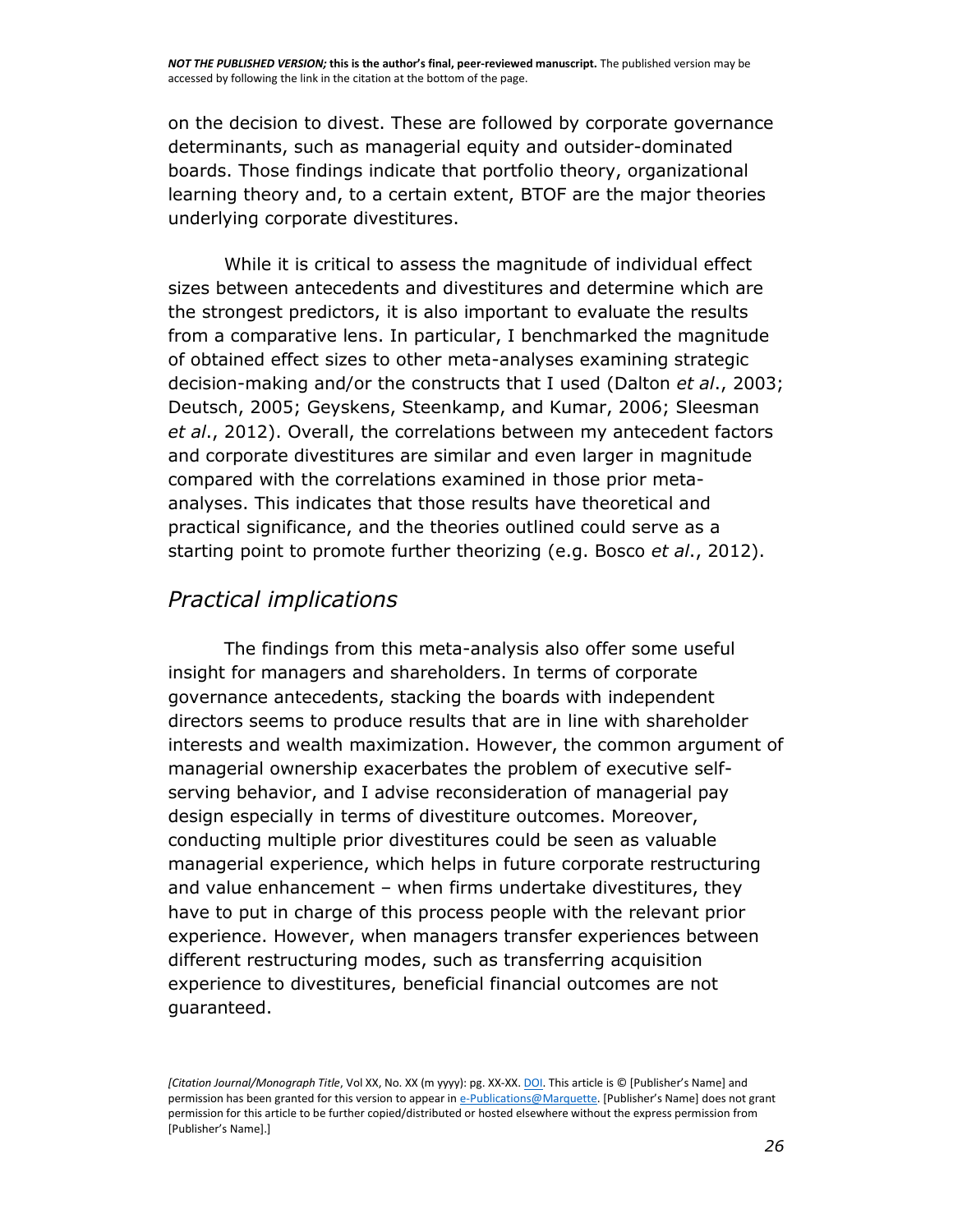on the decision to divest. These are followed by corporate governance determinants, such as managerial equity and outsider-dominated boards. Those findings indicate that portfolio theory, organizational learning theory and, to a certain extent, BTOF are the major theories underlying corporate divestitures.

While it is critical to assess the magnitude of individual effect sizes between antecedents and divestitures and determine which are the strongest predictors, it is also important to evaluate the results from a comparative lens. In particular, I benchmarked the magnitude of obtained effect sizes to other meta-analyses examining strategic decision-making and/or the constructs that I used (Dalton *et al*., 2003; Deutsch, 2005; Geyskens, Steenkamp, and Kumar, 2006; Sleesman *et al*., 2012). Overall, the correlations between my antecedent factors and corporate divestitures are similar and even larger in magnitude compared with the correlations examined in those prior meta-analyses. This indicates that those results have theoretical and practical significance, and the theories outlined could serve as a starting point to promote further theorizing (e.g. Bosco *et al*., 2012).

## *Practical implications*

The findings from this meta-analysis also offer some useful insight for managers and shareholders. In terms of corporate governance antecedents, stacking the boards with independent directors seems to produce results that are in line with shareholder interests and wealth maximization. However, the common argument of managerial ownership exacerbates the problem of executive self-serving behavior, and I advise reconsideration of managerial pay design especially in terms of divestiture outcomes. Moreover, conducting multiple prior divestitures could be seen as valuable managerial experience, which helps in future corporate restructuring and value enhancement – when firms undertake divestitures, they have to put in charge of this process people with the relevant prior experience. However, when managers transfer experiences between different restructuring modes, such as transferring acquisition experience to divestitures, beneficial financial outcomes are not guaranteed.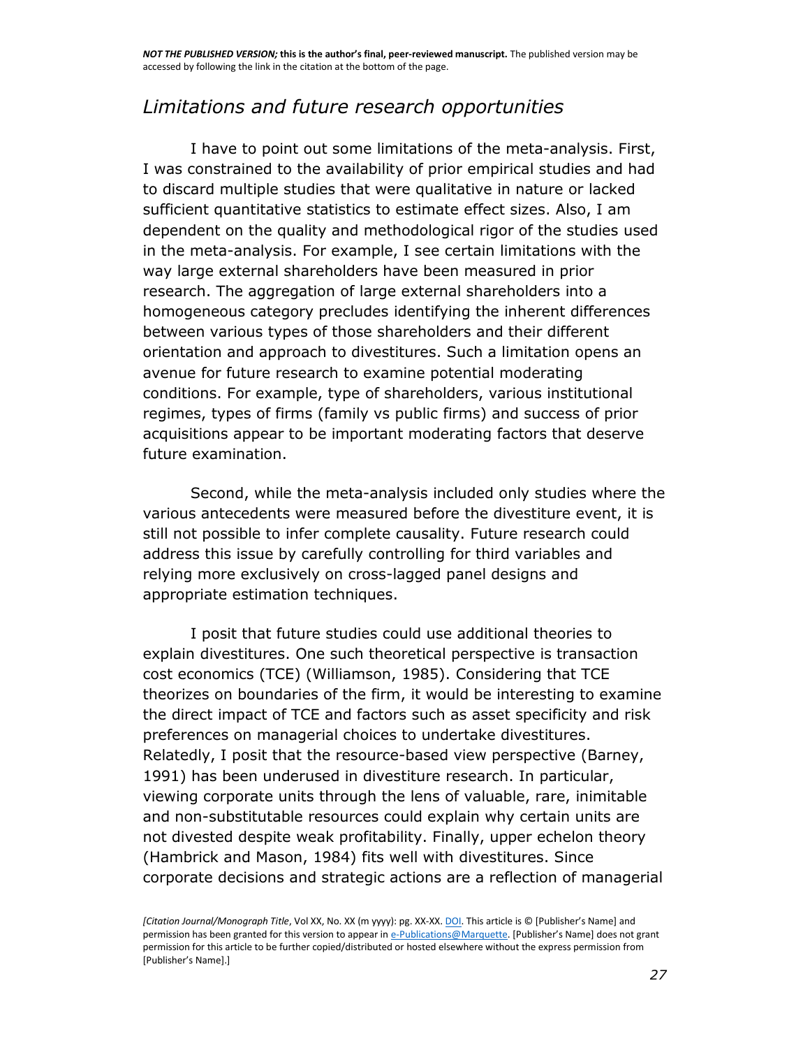## *Limitations and future research opportunities*

I have to point out some limitations of the meta-analysis. First, I was constrained to the availability of prior empirical studies and had to discard multiple studies that were qualitative in nature or lacked sufficient quantitative statistics to estimate effect sizes. Also, I am dependent on the quality and methodological rigor of the studies used in the meta-analysis. For example, I see certain limitations with the way large external shareholders have been measured in prior research. The aggregation of large external shareholders into a homogeneous category precludes identifying the inherent differences between various types of those shareholders and their different orientation and approach to divestitures. Such a limitation opens an avenue for future research to examine potential moderating conditions. For example, type of shareholders, various institutional regimes, types of firms (family vs public firms) and success of prior acquisitions appear to be important moderating factors that deserve future examination.

Second, while the meta-analysis included only studies where the various antecedents were measured before the divestiture event, it is still not possible to infer complete causality. Future research could address this issue by carefully controlling for third variables and relying more exclusively on cross-lagged panel designs and appropriate estimation techniques.

I posit that future studies could use additional theories to explain divestitures. One such theoretical perspective is transaction cost economics (TCE) (Williamson, 1985). Considering that TCE theorizes on boundaries of the firm, it would be interesting to examine the direct impact of TCE and factors such as asset specificity and risk preferences on managerial choices to undertake divestitures. Relatedly, I posit that the resource-based view perspective (Barney, 1991) has been underused in divestiture research. In particular, viewing corporate units through the lens of valuable, rare, inimitable and non-substitutable resources could explain why certain units are not divested despite weak profitability. Finally, upper echelon theory (Hambrick and Mason, 1984) fits well with divestitures. Since corporate decisions and strategic actions are a reflection of managerial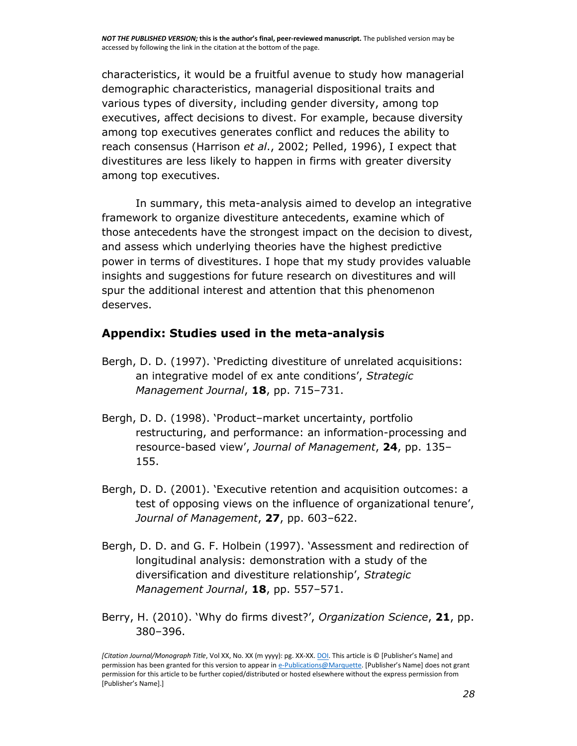characteristics, it would be a fruitful avenue to study how managerial demographic characteristics, managerial dispositional traits and various types of diversity, including gender diversity, among top executives, affect decisions to divest. For example, because diversity among top executives generates conflict and reduces the ability to reach consensus (Harrison *et al*., 2002; Pelled, 1996), I expect that divestitures are less likely to happen in firms with greater diversity among top executives.

In summary, this meta-analysis aimed to develop an integrative framework to organize divestiture antecedents, examine which of those antecedents have the strongest impact on the decision to divest, and assess which underlying theories have the highest predictive power in terms of divestitures. I hope that my study provides valuable insights and suggestions for future research on divestitures and will spur the additional interest and attention that this phenomenon deserves.

## Appendix: Studies used in the meta-analysis

Bergh, D. D. (1997). 'Predicting divestiture of unrelated acquisitions: an integrative model of ex ante conditions', *Strategic Management Journal*, **18**, pp. 715–731.

Bergh, D. D. (1998). 'Product–market uncertainty, portfolio restructuring, and performance: an information-processing and resource-based view', *Journal of Management*, **24**, pp. 135–155.

Bergh, D. D. (2001). 'Executive retention and acquisition outcomes: a test of opposing views on the influence of organizational tenure', *Journal of Management*, **27**, pp. 603–622.

Bergh, D. D. and G. F. Holbein (1997). 'Assessment and redirection of longitudinal analysis: demonstration with a study of the diversification and divestiture relationship', *Strategic Management Journal*, **18**, pp. 557–571.

Berry, H. (2010). 'Why do firms divest?', *Organization Science*, **21**, pp. 380–396.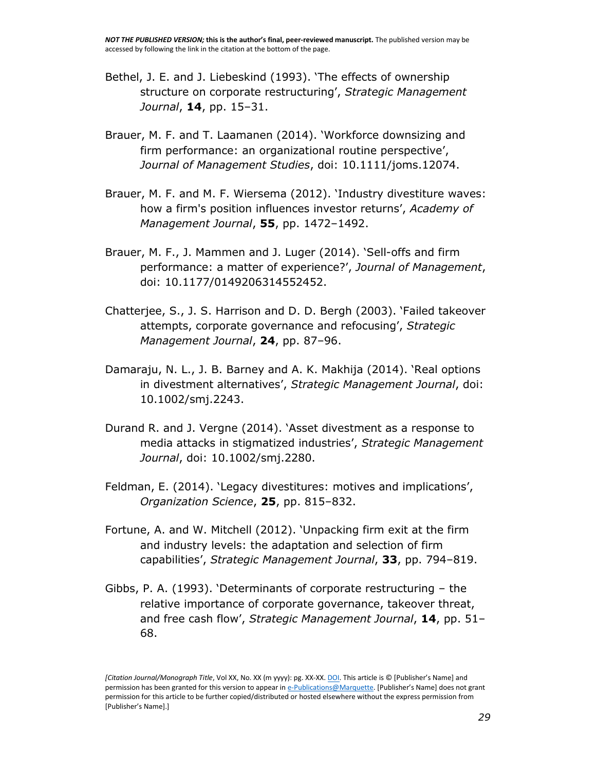Bethel, J. E. and J. Liebeskind (1993). 'The effects of ownership structure on corporate restructuring', *Strategic Management Journal*, **14**, pp. 15–31.

Brauer, M. F. and T. Laamanen (2014). 'Workforce downsizing and firm performance: an organizational routine perspective', *Journal of Management Studies*, doi: 10.1111/joms.12074.

Brauer, M. F. and M. F. Wiersema (2012). 'Industry divestiture waves: how a firm's position influences investor returns', *Academy of Management Journal*, **55**, pp. 1472–1492.

Brauer, M. F., J. Mammen and J. Luger (2014). 'Sell-offs and firm performance: a matter of experience?', *Journal of Management*, doi: 10.1177/0149206314552452.

Chatterjee, S., J. S. Harrison and D. D. Bergh (2003). 'Failed takeover attempts, corporate governance and refocusing', *Strategic Management Journal*, **24**, pp. 87–96.

Damaraju, N. L., J. B. Barney and A. K. Makhija (2014). 'Real options in divestment alternatives', *Strategic Management Journal*, doi: 10.1002/smj.2243.

Durand R. and J. Vergne (2014). 'Asset divestment as a response to media attacks in stigmatized industries', *Strategic Management Journal*, doi: 10.1002/smj.2280.

Feldman, E. (2014). 'Legacy divestitures: motives and implications', *Organization Science*, **25**, pp. 815–832.

Fortune, A. and W. Mitchell (2012). 'Unpacking firm exit at the firm and industry levels: the adaptation and selection of firm capabilities', *Strategic Management Journal*, **33**, pp. 794–819.

Gibbs, P. A. (1993). 'Determinants of corporate restructuring – the relative importance of corporate governance, takeover threat, and free cash flow', *Strategic Management Journal*, **14**, pp. 51–68.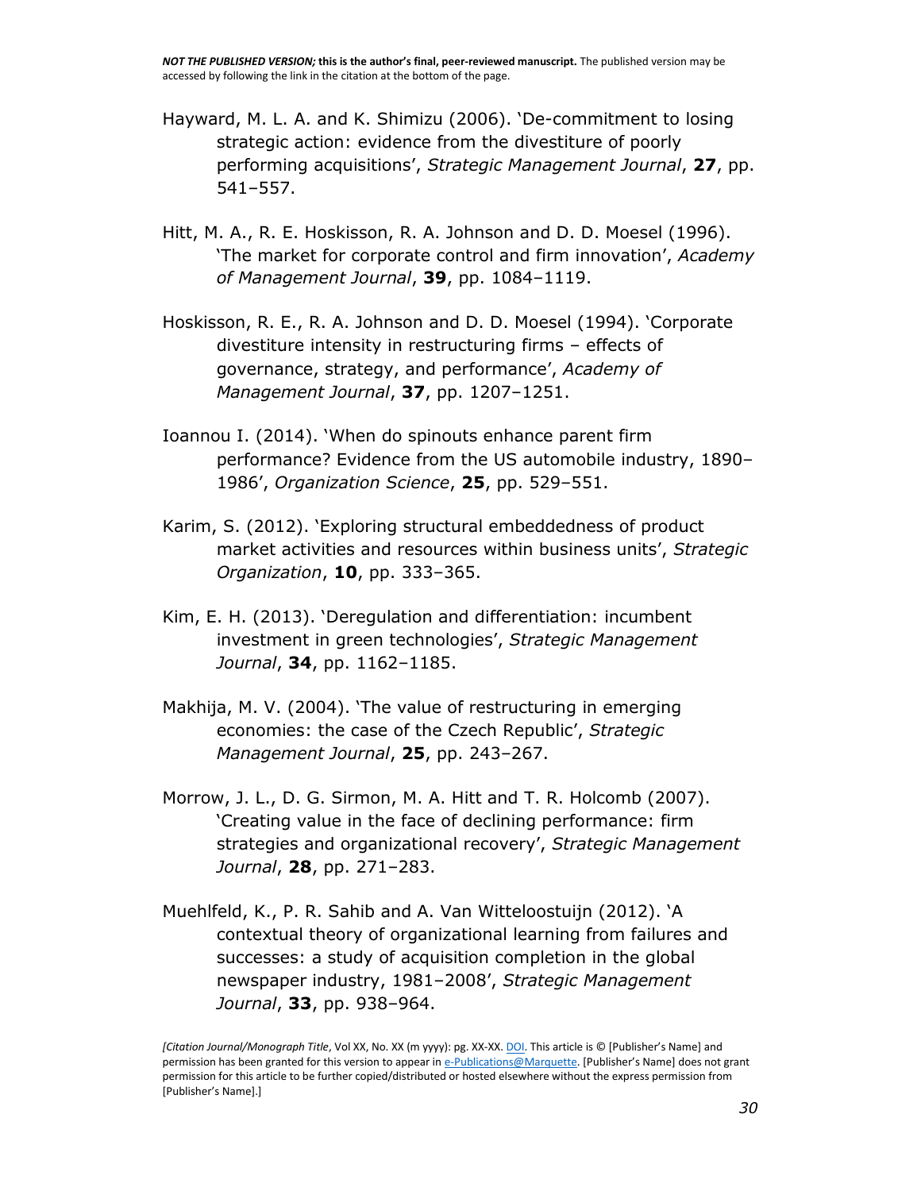Hayward, M. L. A. and K. Shimizu (2006). 'De-commitment to losing strategic action: evidence from the divestiture of poorly performing acquisitions', *Strategic Management Journal*, **27**, pp. 541–557.

Hitt, M. A., R. E. Hoskisson, R. A. Johnson and D. D. Moesel (1996). 'The market for corporate control and firm innovation', *Academy of Management Journal*, **39**, pp. 1084–1119.

Hoskisson, R. E., R. A. Johnson and D. D. Moesel (1994). 'Corporate divestiture intensity in restructuring firms – effects of governance, strategy, and performance', *Academy of Management Journal*, **37**, pp. 1207–1251.

Ioannou I. (2014). 'When do spinouts enhance parent firm performance? Evidence from the US automobile industry, 1890–1986', *Organization Science*, **25**, pp. 529–551.

Karim, S. (2012). 'Exploring structural embeddedness of product market activities and resources within business units', *Strategic Organization*, **10**, pp. 333–365.

Kim, E. H. (2013). 'Deregulation and differentiation: incumbent investment in green technologies', *Strategic Management Journal*, **34**, pp. 1162–1185.

Makhija, M. V. (2004). 'The value of restructuring in emerging economies: the case of the Czech Republic', *Strategic Management Journal*, **25**, pp. 243–267.

Morrow, J. L., D. G. Sirmon, M. A. Hitt and T. R. Holcomb (2007). 'Creating value in the face of declining performance: firm strategies and organizational recovery', *Strategic Management Journal*, **28**, pp. 271–283.

Muehlfeld, K., P. R. Sahib and A. Van Witteloostuijn (2012). 'A contextual theory of organizational learning from failures and successes: a study of acquisition completion in the global newspaper industry, 1981–2008', *Strategic Management Journal*, **33**, pp. 938–964.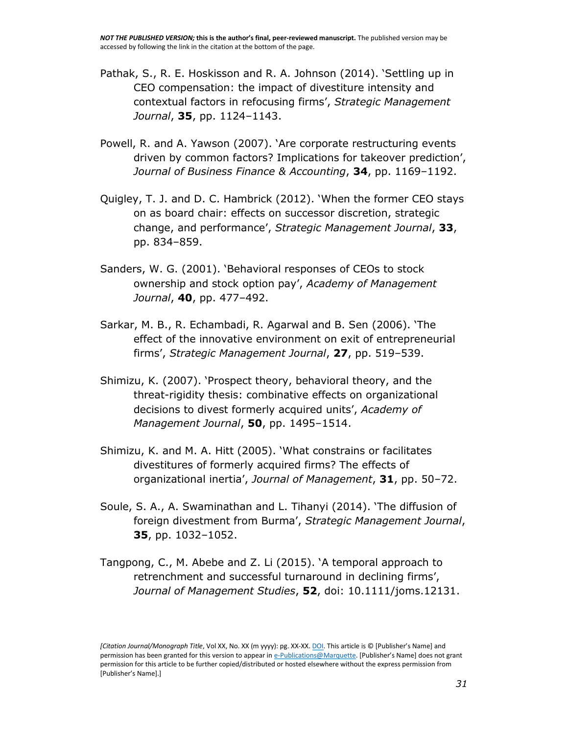Pathak, S., R. E. Hoskisson and R. A. Johnson (2014). 'Settling up in CEO compensation: the impact of divestiture intensity and contextual factors in refocusing firms', *Strategic Management Journal*, **35**, pp. 1124–1143.

Powell, R. and A. Yawson (2007). 'Are corporate restructuring events driven by common factors? Implications for takeover prediction', *Journal of Business Finance & Accounting*, **34**, pp. 1169–1192.

Quigley, T. J. and D. C. Hambrick (2012). 'When the former CEO stays on as board chair: effects on successor discretion, strategic change, and performance', *Strategic Management Journal*, **33**, pp. 834–859.

Sanders, W. G. (2001). 'Behavioral responses of CEOs to stock ownership and stock option pay', *Academy of Management Journal*, **40**, pp. 477–492.

Sarkar, M. B., R. Echambadi, R. Agarwal and B. Sen (2006). 'The effect of the innovative environment on exit of entrepreneurial firms', *Strategic Management Journal*, **27**, pp. 519–539.

Shimizu, K. (2007). 'Prospect theory, behavioral theory, and the threat-rigidity thesis: combinative effects on organizational decisions to divest formerly acquired units', *Academy of Management Journal*, **50**, pp. 1495–1514.

Shimizu, K. and M. A. Hitt (2005). 'What constrains or facilitates divestitures of formerly acquired firms? The effects of organizational inertia', *Journal of Management*, **31**, pp. 50–72.

Soule, S. A., A. Swaminathan and L. Tihanyi (2014). 'The diffusion of foreign divestment from Burma', *Strategic Management Journal*, **35**, pp. 1032–1052.

Tangpong, C., M. Abebe and Z. Li (2015). 'A temporal approach to retrenchment and successful turnaround in declining firms', *Journal of Management Studies*, **52**, doi: 10.1111/joms.12131.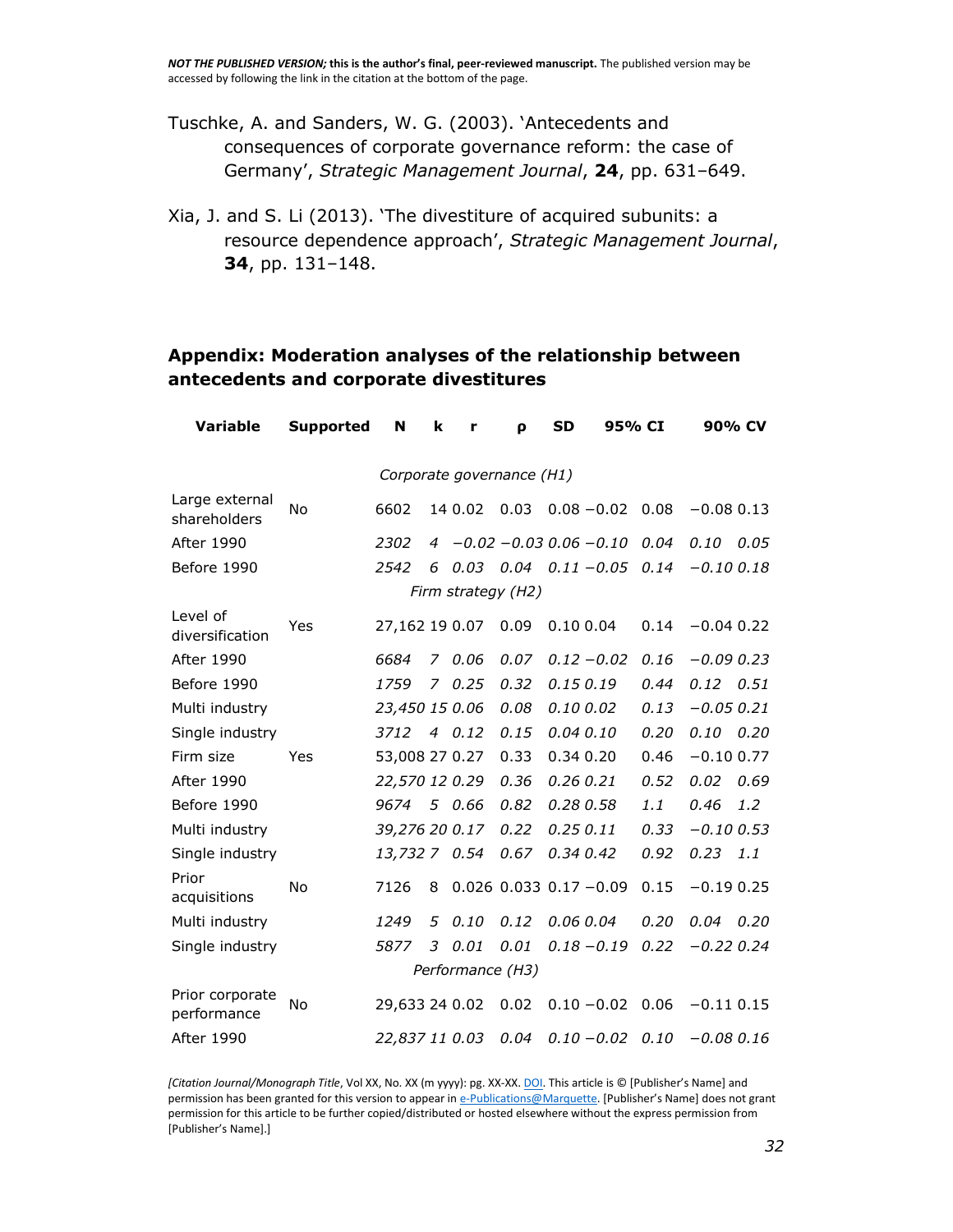Tuschke, A. and Sanders, W. G. (2003). 'Antecedents and consequences of corporate governance reform: the case of Germany', *Strategic Management Journal*, **24**, pp. 631–649.

Xia, J. and S. Li (2013). 'The divestiture of acquired subunits: a resource dependence approach', *Strategic Management Journal*, **34**, pp. 131–148.

## Appendix: Moderation analyses of the relationship between antecedents and corporate divestitures

| Variable | Supported | N | k | r | ρ | SD | 95% CI | | 90% CV | |
|---|---|---|---|---|---|---|---|---|---|---|
| | | | | *Corporate governance (H1)* | | | | | | |
| Large external shareholders | No | 6602 | 14 | 0.02 | 0.03 | 0.08 | −0.02 | 0.08 | −0.08 | 0.13 |
| After 1990 | | *2302* | *4* | *−0.02* | *−0.03* | *0.06* | *−0.10* | *0.04* | *0.10* | *0.05* |
| Before 1990 | | *2542* | *6* | *0.03* | *0.04* | *0.11* | *−0.05* | *0.14* | *−0.10* | *0.18* |
| | | | | *Firm strategy (H2)* | | | | | | |
| Level of diversification | Yes | 27,162 | 19 | 0.07 | 0.09 | 0.10 | 0.04 | 0.14 | −0.04 | 0.22 |
| After 1990 | | *6684* | *7* | *0.06* | *0.07* | *0.12* | *−0.02* | *0.16* | *−0.09* | *0.23* |
| Before 1990 | | *1759* | *7* | *0.25* | *0.32* | *0.15* | *0.19* | *0.44* | *0.12* | *0.51* |
| Multi industry | | *23,450* | *15* | *0.06* | *0.08* | *0.10* | *0.02* | *0.13* | *−0.05* | *0.21* |
| Single industry | | *3712* | *4* | *0.12* | *0.15* | *0.04* | *0.10* | *0.20* | *0.10* | *0.20* |
| Firm size | Yes | 53,008 | 27 | 0.27 | 0.33 | 0.34 | 0.20 | 0.46 | −0.10 | 0.77 |
| After 1990 | | *22,570* | *12* | *0.29* | *0.36* | *0.26* | *0.21* | *0.52* | *0.02* | *0.69* |
| Before 1990 | | *9674* | *5* | *0.66* | *0.82* | *0.28* | *0.58* | *1.1* | *0.46* | *1.2* |
| Multi industry | | *39,276* | *20* | *0.17* | *0.22* | *0.25* | *0.11* | *0.33* | *−0.10* | *0.53* |
| Single industry | | *13,732* | *7* | *0.54* | *0.67* | *0.34* | *0.42* | *0.92* | *0.23* | *1.1* |
| Prior acquisitions | No | 7126 | 8 | 0.026 | 0.033 | 0.17 | −0.09 | 0.15 | −0.19 | 0.25 |
| Multi industry | | *1249* | *5* | *0.10* | *0.12* | *0.06* | *0.04* | *0.20* | *0.04* | *0.20* |
| Single industry | | *5877* | *3* | *0.01* | *0.01* | *0.18* | *−0.19* | *0.22* | *−0.22* | *0.24* |
| | | | | *Performance (H3)* | | | | | | |
| Prior corporate performance | No | 29,633 | 24 | 0.02 | 0.02 | 0.10 | −0.02 | 0.06 | −0.11 | 0.15 |
| After 1990 | | *22,837* | *11* | *0.03* | *0.04* | *0.10* | *−0.02* | *0.10* | *−0.08* | *0.16* |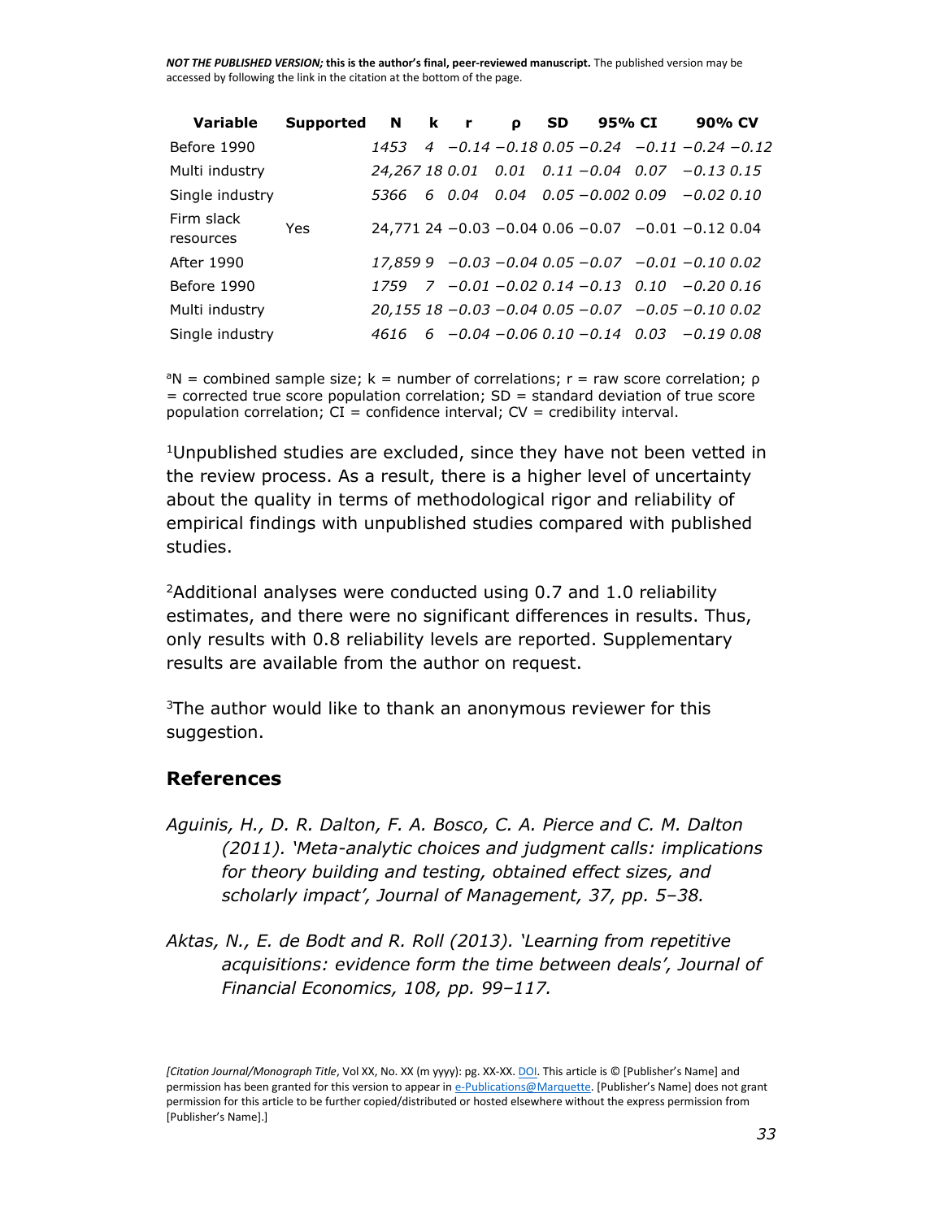| Variable | Supported | N | k | r | ρ | SD | 95% CI | | 90% CV | |
|---|---|---|---|---|---|---|---|---|---|---|
| Before 1990 | | *1453* | *4* | *−0.14* | *−0.18* | *0.05* | *−0.24* | *−0.11* | *−0.24* | *−0.12* |
| Multi industry | | *24,267* | *18* | *0.01* | *0.01* | *0.11* | *−0.04* | *0.07* | *−0.13* | *0.15* |
| Single industry | | *5366* | *6* | *0.04* | *0.04* | *0.05* | *−0.002* | *0.09* | *−0.02* | *0.10* |
| Firm slack resources | Yes | 24,771 | 24 | −0.03 | −0.04 | 0.06 | −0.07 | −0.01 | −0.12 | 0.04 |
| After 1990 | | *17,859* | *9* | *−0.03* | *−0.04* | *0.05* | *−0.07* | *−0.01* | *−0.10* | *0.02* |
| Before 1990 | | *1759* | *7* | *−0.01* | *−0.02* | *0.14* | *−0.13* | *0.10* | *−0.20* | *0.16* |
| Multi industry | | *20,155* | *18* | *−0.03* | *−0.04* | *0.05* | *−0.07* | *−0.05* | *−0.10* | *0.02* |
| Single industry | | *4616* | *6* | *−0.04* | *−0.06* | *0.10* | *−0.14* | *0.03* | *−0.19* | *0.08* |

[a]N = combined sample size; k = number of correlations; r = raw score correlation; ρ = corrected true score population correlation; SD = standard deviation of true score population correlation; CI = confidence interval; CV = credibility interval.

[1]Unpublished studies are excluded, since they have not been vetted in the review process. As a result, there is a higher level of uncertainty about the quality in terms of methodological rigor and reliability of empirical findings with unpublished studies compared with published studies.

[2]Additional analyses were conducted using 0.7 and 1.0 reliability estimates, and there were no significant differences in results. Thus, only results with 0.8 reliability levels are reported. Supplementary results are available from the author on request.

[3]The author would like to thank an anonymous reviewer for this suggestion.

## References

*Aguinis, H., D. R. Dalton, F. A. Bosco, C. A. Pierce and C. M. Dalton (2011). 'Meta-analytic choices and judgment calls: implications for theory building and testing, obtained effect sizes, and scholarly impact', Journal of Management, 37, pp. 5–38.*

*Aktas, N., E. de Bodt and R. Roll (2013). 'Learning from repetitive acquisitions: evidence form the time between deals', Journal of Financial Economics, 108, pp. 99–117.*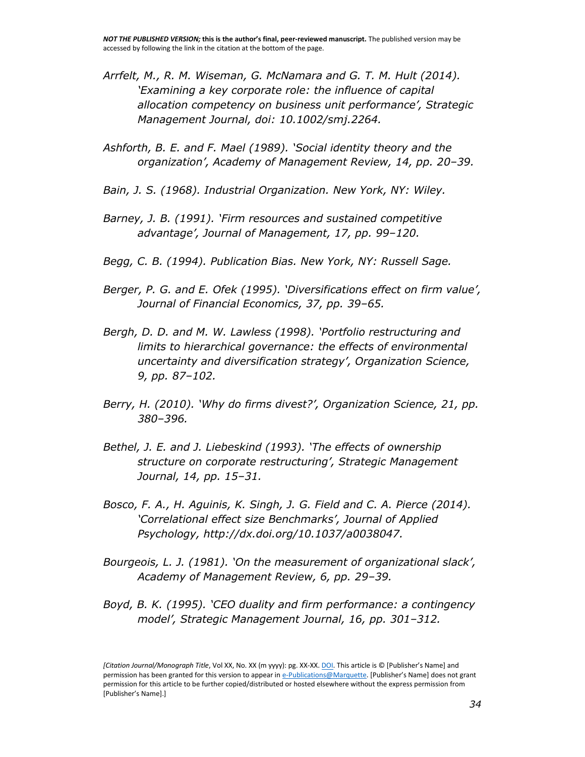*Arrfelt, M., R. M. Wiseman, G. McNamara and G. T. M. Hult (2014). 'Examining a key corporate role: the influence of capital allocation competency on business unit performance', Strategic Management Journal, doi: 10.1002/smj.2264.*

*Ashforth, B. E. and F. Mael (1989). 'Social identity theory and the organization', Academy of Management Review, 14, pp. 20–39.*

*Bain, J. S. (1968). Industrial Organization. New York, NY: Wiley.*

*Barney, J. B. (1991). 'Firm resources and sustained competitive advantage', Journal of Management, 17, pp. 99–120.*

*Begg, C. B. (1994). Publication Bias. New York, NY: Russell Sage.*

*Berger, P. G. and E. Ofek (1995). 'Diversifications effect on firm value', Journal of Financial Economics, 37, pp. 39–65.*

*Bergh, D. D. and M. W. Lawless (1998). 'Portfolio restructuring and limits to hierarchical governance: the effects of environmental uncertainty and diversification strategy', Organization Science, 9, pp. 87–102.*

*Berry, H. (2010). 'Why do firms divest?', Organization Science, 21, pp. 380–396.*

*Bethel, J. E. and J. Liebeskind (1993). 'The effects of ownership structure on corporate restructuring', Strategic Management Journal, 14, pp. 15–31.*

*Bosco, F. A., H. Aguinis, K. Singh, J. G. Field and C. A. Pierce (2014). 'Correlational effect size Benchmarks', Journal of Applied Psychology, http://dx.doi.org/10.1037/a0038047.*

*Bourgeois, L. J. (1981). 'On the measurement of organizational slack', Academy of Management Review, 6, pp. 29–39.*

*Boyd, B. K. (1995). 'CEO duality and firm performance: a contingency model', Strategic Management Journal, 16, pp. 301–312.*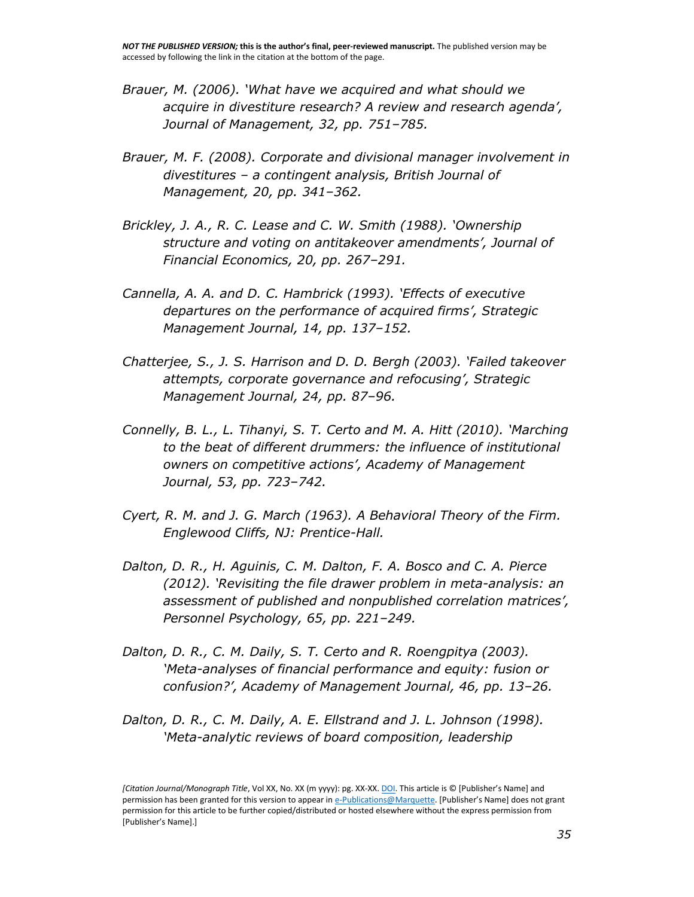*Brauer, M. (2006). 'What have we acquired and what should we acquire in divestiture research? A review and research agenda', Journal of Management, 32, pp. 751–785.*

*Brauer, M. F. (2008). Corporate and divisional manager involvement in divestitures – a contingent analysis, British Journal of Management, 20, pp. 341–362.*

*Brickley, J. A., R. C. Lease and C. W. Smith (1988). 'Ownership structure and voting on antitakeover amendments', Journal of Financial Economics, 20, pp. 267–291.*

*Cannella, A. A. and D. C. Hambrick (1993). 'Effects of executive departures on the performance of acquired firms', Strategic Management Journal, 14, pp. 137–152.*

*Chatterjee, S., J. S. Harrison and D. D. Bergh (2003). 'Failed takeover attempts, corporate governance and refocusing', Strategic Management Journal, 24, pp. 87–96.*

*Connelly, B. L., L. Tihanyi, S. T. Certo and M. A. Hitt (2010). 'Marching to the beat of different drummers: the influence of institutional owners on competitive actions', Academy of Management Journal, 53, pp. 723–742.*

*Cyert, R. M. and J. G. March (1963). A Behavioral Theory of the Firm. Englewood Cliffs, NJ: Prentice-Hall.*

*Dalton, D. R., H. Aguinis, C. M. Dalton, F. A. Bosco and C. A. Pierce (2012). 'Revisiting the file drawer problem in meta-analysis: an assessment of published and nonpublished correlation matrices', Personnel Psychology, 65, pp. 221–249.*

*Dalton, D. R., C. M. Daily, S. T. Certo and R. Roengpitya (2003). 'Meta-analyses of financial performance and equity: fusion or confusion?', Academy of Management Journal, 46, pp. 13–26.*

*Dalton, D. R., C. M. Daily, A. E. Ellstrand and J. L. Johnson (1998). 'Meta-analytic reviews of board composition, leadership*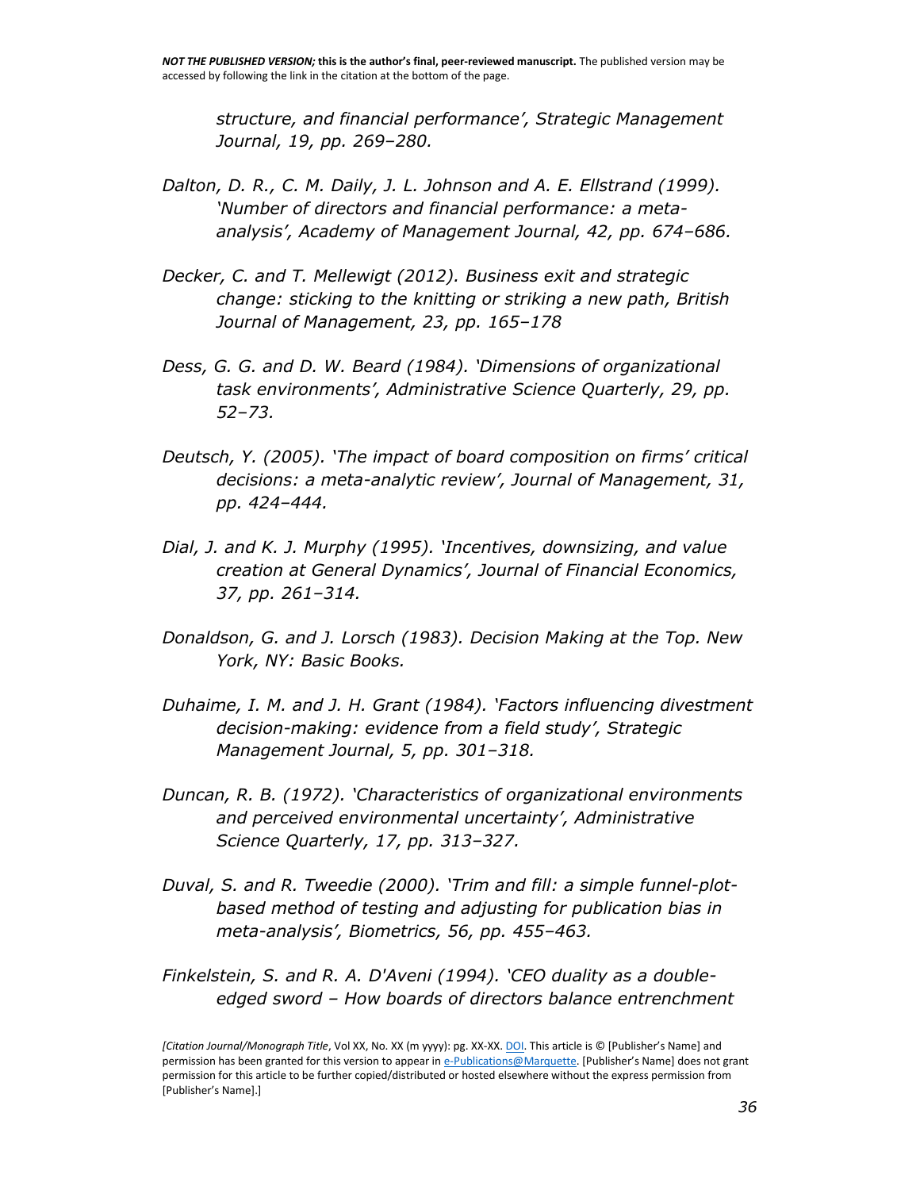*structure, and financial performance', Strategic Management Journal, 19, pp. 269–280.*

*Dalton, D. R., C. M. Daily, J. L. Johnson and A. E. Ellstrand (1999). 'Number of directors and financial performance: a meta-analysis', Academy of Management Journal, 42, pp. 674–686.*

*Decker, C. and T. Mellewigt (2012). Business exit and strategic change: sticking to the knitting or striking a new path, British Journal of Management, 23, pp. 165–178*

*Dess, G. G. and D. W. Beard (1984). 'Dimensions of organizational task environments', Administrative Science Quarterly, 29, pp. 52–73.*

*Deutsch, Y. (2005). 'The impact of board composition on firms' critical decisions: a meta-analytic review', Journal of Management, 31, pp. 424–444.*

*Dial, J. and K. J. Murphy (1995). 'Incentives, downsizing, and value creation at General Dynamics', Journal of Financial Economics, 37, pp. 261–314.*

*Donaldson, G. and J. Lorsch (1983). Decision Making at the Top. New York, NY: Basic Books.*

*Duhaime, I. M. and J. H. Grant (1984). 'Factors influencing divestment decision-making: evidence from a field study', Strategic Management Journal, 5, pp. 301–318.*

*Duncan, R. B. (1972). 'Characteristics of organizational environments and perceived environmental uncertainty', Administrative Science Quarterly, 17, pp. 313–327.*

*Duval, S. and R. Tweedie (2000). 'Trim and fill: a simple funnel-plot-based method of testing and adjusting for publication bias in meta-analysis', Biometrics, 56, pp. 455–463.*

*Finkelstein, S. and R. A. D'Aveni (1994). 'CEO duality as a double-edged sword – How boards of directors balance entrenchment*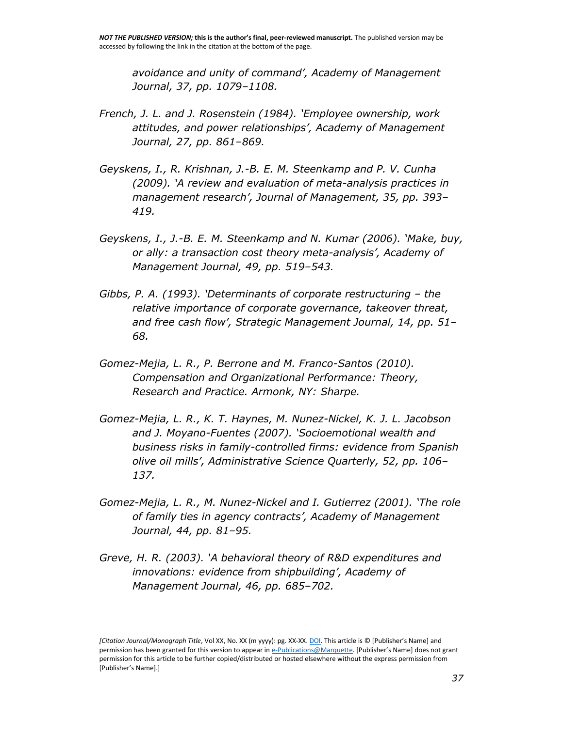*avoidance and unity of command', Academy of Management Journal, 37, pp. 1079–1108.*

*French, J. L. and J. Rosenstein (1984). 'Employee ownership, work attitudes, and power relationships', Academy of Management Journal, 27, pp. 861–869.*

*Geyskens, I., R. Krishnan, J.-B. E. M. Steenkamp and P. V. Cunha (2009). 'A review and evaluation of meta-analysis practices in management research', Journal of Management, 35, pp. 393–419.*

*Geyskens, I., J.-B. E. M. Steenkamp and N. Kumar (2006). 'Make, buy, or ally: a transaction cost theory meta-analysis', Academy of Management Journal, 49, pp. 519–543.*

*Gibbs, P. A. (1993). 'Determinants of corporate restructuring – the relative importance of corporate governance, takeover threat, and free cash flow', Strategic Management Journal, 14, pp. 51–68.*

*Gomez-Mejia, L. R., P. Berrone and M. Franco-Santos (2010). Compensation and Organizational Performance: Theory, Research and Practice. Armonk, NY: Sharpe.*

*Gomez-Mejia, L. R., K. T. Haynes, M. Nunez-Nickel, K. J. L. Jacobson and J. Moyano-Fuentes (2007). 'Socioemotional wealth and business risks in family-controlled firms: evidence from Spanish olive oil mills', Administrative Science Quarterly, 52, pp. 106–137.*

*Gomez-Mejia, L. R., M. Nunez-Nickel and I. Gutierrez (2001). 'The role of family ties in agency contracts', Academy of Management Journal, 44, pp. 81–95.*

*Greve, H. R. (2003). 'A behavioral theory of R&D expenditures and innovations: evidence from shipbuilding', Academy of Management Journal, 46, pp. 685–702.*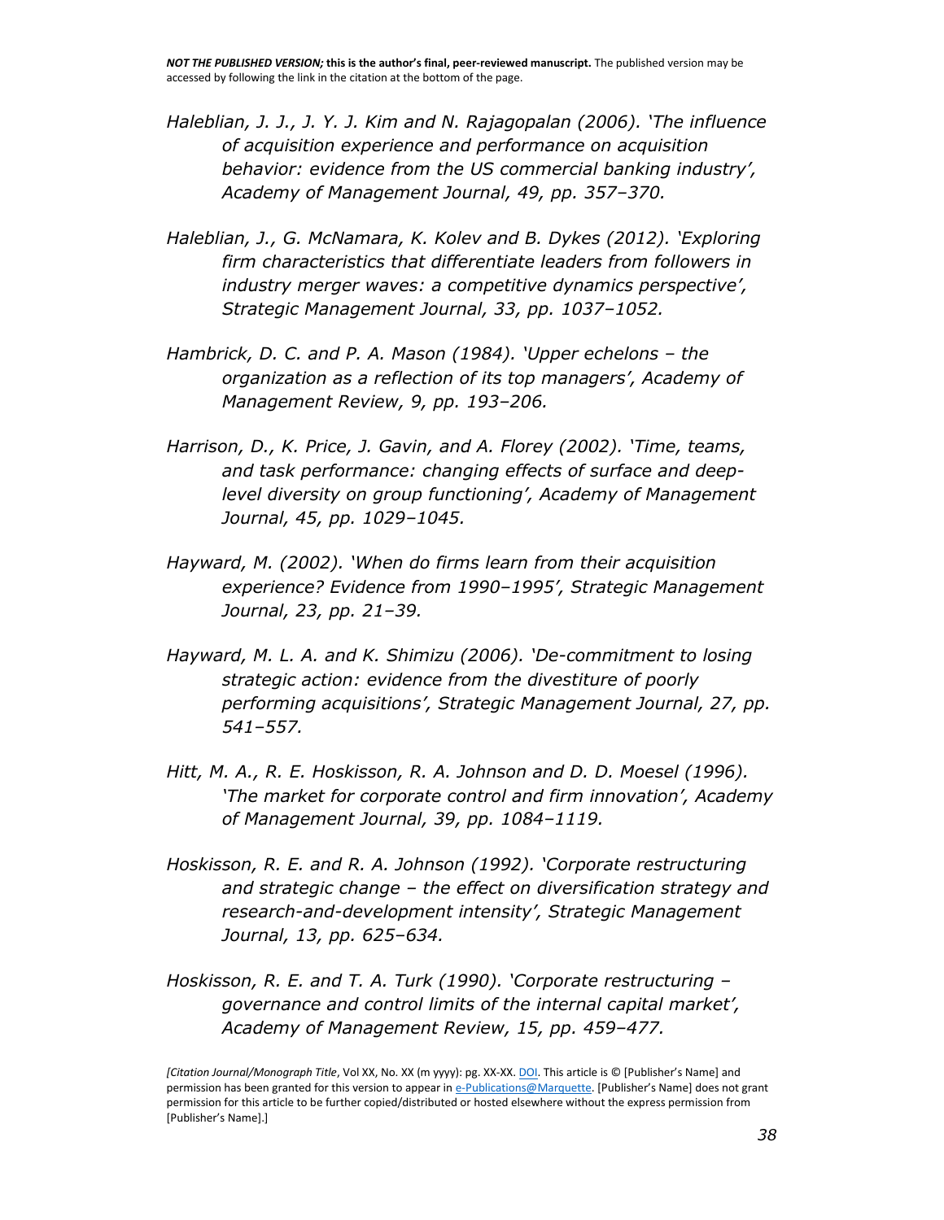*Haleblian, J. J., J. Y. J. Kim and N. Rajagopalan (2006). 'The influence of acquisition experience and performance on acquisition behavior: evidence from the US commercial banking industry', Academy of Management Journal, 49, pp. 357–370.*

*Haleblian, J., G. McNamara, K. Kolev and B. Dykes (2012). 'Exploring firm characteristics that differentiate leaders from followers in industry merger waves: a competitive dynamics perspective', Strategic Management Journal, 33, pp. 1037–1052.*

*Hambrick, D. C. and P. A. Mason (1984). 'Upper echelons – the organization as a reflection of its top managers', Academy of Management Review, 9, pp. 193–206.*

*Harrison, D., K. Price, J. Gavin, and A. Florey (2002). 'Time, teams, and task performance: changing effects of surface and deep-level diversity on group functioning', Academy of Management Journal, 45, pp. 1029–1045.*

*Hayward, M. (2002). 'When do firms learn from their acquisition experience? Evidence from 1990–1995', Strategic Management Journal, 23, pp. 21–39.*

*Hayward, M. L. A. and K. Shimizu (2006). 'De-commitment to losing strategic action: evidence from the divestiture of poorly performing acquisitions', Strategic Management Journal, 27, pp. 541–557.*

*Hitt, M. A., R. E. Hoskisson, R. A. Johnson and D. D. Moesel (1996). 'The market for corporate control and firm innovation', Academy of Management Journal, 39, pp. 1084–1119.*

*Hoskisson, R. E. and R. A. Johnson (1992). 'Corporate restructuring and strategic change – the effect on diversification strategy and research-and-development intensity', Strategic Management Journal, 13, pp. 625–634.*

*Hoskisson, R. E. and T. A. Turk (1990). 'Corporate restructuring – governance and control limits of the internal capital market', Academy of Management Review, 15, pp. 459–477.*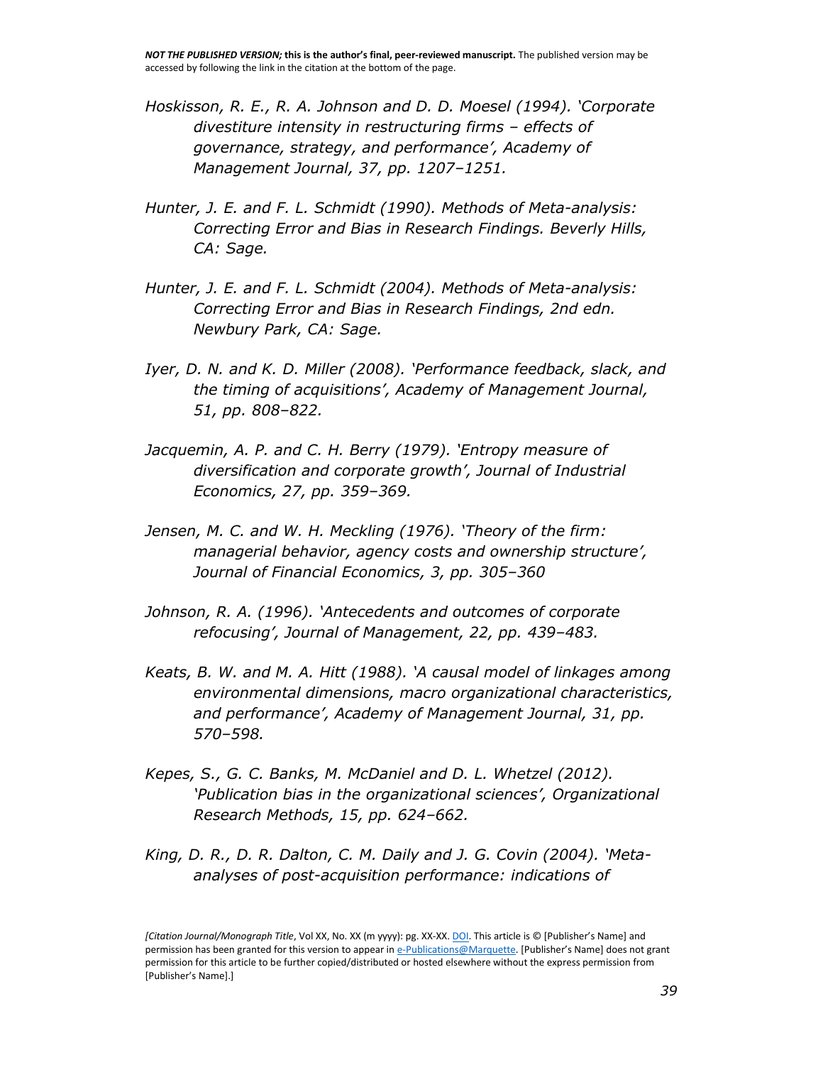*Hoskisson, R. E., R. A. Johnson and D. D. Moesel (1994). 'Corporate divestiture intensity in restructuring firms – effects of governance, strategy, and performance', Academy of Management Journal, 37, pp. 1207–1251.*

*Hunter, J. E. and F. L. Schmidt (1990). Methods of Meta-analysis: Correcting Error and Bias in Research Findings. Beverly Hills, CA: Sage.*

*Hunter, J. E. and F. L. Schmidt (2004). Methods of Meta-analysis: Correcting Error and Bias in Research Findings, 2nd edn. Newbury Park, CA: Sage.*

*Iyer, D. N. and K. D. Miller (2008). 'Performance feedback, slack, and the timing of acquisitions', Academy of Management Journal, 51, pp. 808–822.*

*Jacquemin, A. P. and C. H. Berry (1979). 'Entropy measure of diversification and corporate growth', Journal of Industrial Economics, 27, pp. 359–369.*

*Jensen, M. C. and W. H. Meckling (1976). 'Theory of the firm: managerial behavior, agency costs and ownership structure', Journal of Financial Economics, 3, pp. 305–360*

*Johnson, R. A. (1996). 'Antecedents and outcomes of corporate refocusing', Journal of Management, 22, pp. 439–483.*

*Keats, B. W. and M. A. Hitt (1988). 'A causal model of linkages among environmental dimensions, macro organizational characteristics, and performance', Academy of Management Journal, 31, pp. 570–598.*

*Kepes, S., G. C. Banks, M. McDaniel and D. L. Whetzel (2012). 'Publication bias in the organizational sciences', Organizational Research Methods, 15, pp. 624–662.*

*King, D. R., D. R. Dalton, C. M. Daily and J. G. Covin (2004). 'Meta-analyses of post-acquisition performance: indications of*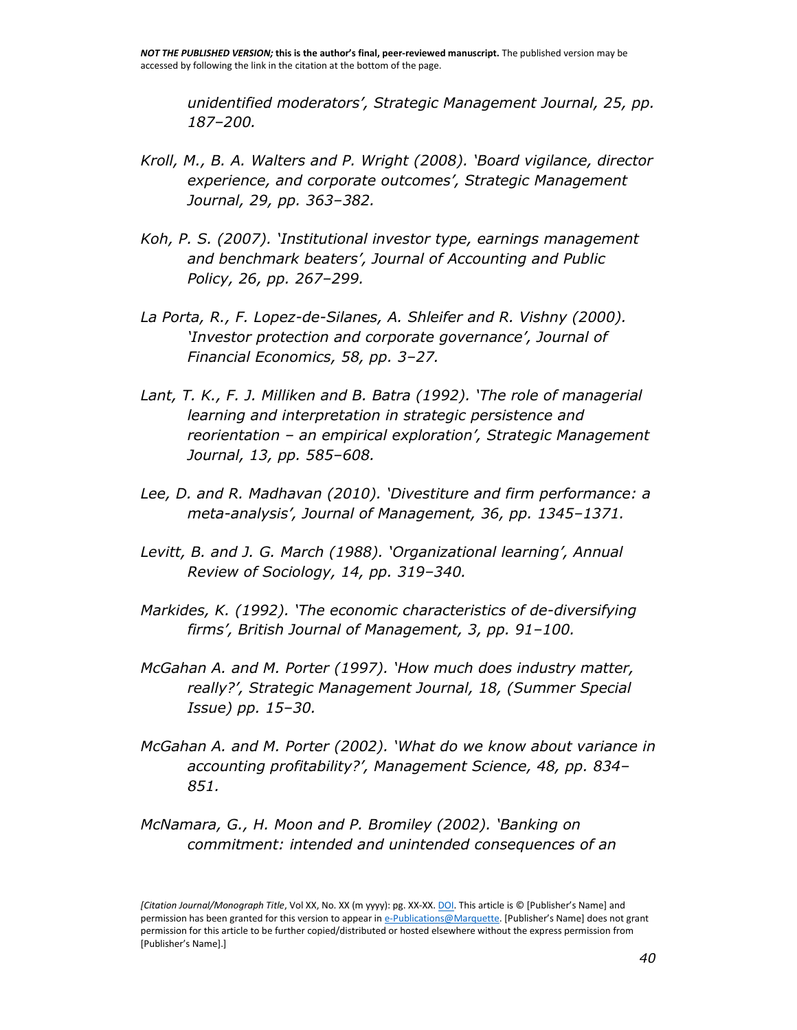*unidentified moderators', Strategic Management Journal, 25, pp. 187–200.*

*Kroll, M., B. A. Walters and P. Wright (2008). 'Board vigilance, director experience, and corporate outcomes', Strategic Management Journal, 29, pp. 363–382.*

*Koh, P. S. (2007). 'Institutional investor type, earnings management and benchmark beaters', Journal of Accounting and Public Policy, 26, pp. 267–299.*

*La Porta, R., F. Lopez-de-Silanes, A. Shleifer and R. Vishny (2000). 'Investor protection and corporate governance', Journal of Financial Economics, 58, pp. 3–27.*

*Lant, T. K., F. J. Milliken and B. Batra (1992). 'The role of managerial learning and interpretation in strategic persistence and reorientation – an empirical exploration', Strategic Management Journal, 13, pp. 585–608.*

*Lee, D. and R. Madhavan (2010). 'Divestiture and firm performance: a meta-analysis', Journal of Management, 36, pp. 1345–1371.*

*Levitt, B. and J. G. March (1988). 'Organizational learning', Annual Review of Sociology, 14, pp. 319–340.*

*Markides, K. (1992). 'The economic characteristics of de-diversifying firms', British Journal of Management, 3, pp. 91–100.*

*McGahan A. and M. Porter (1997). 'How much does industry matter, really?', Strategic Management Journal, 18, (Summer Special Issue) pp. 15–30.*

*McGahan A. and M. Porter (2002). 'What do we know about variance in accounting profitability?', Management Science, 48, pp. 834–851.*

*McNamara, G., H. Moon and P. Bromiley (2002). 'Banking on commitment: intended and unintended consequences of an*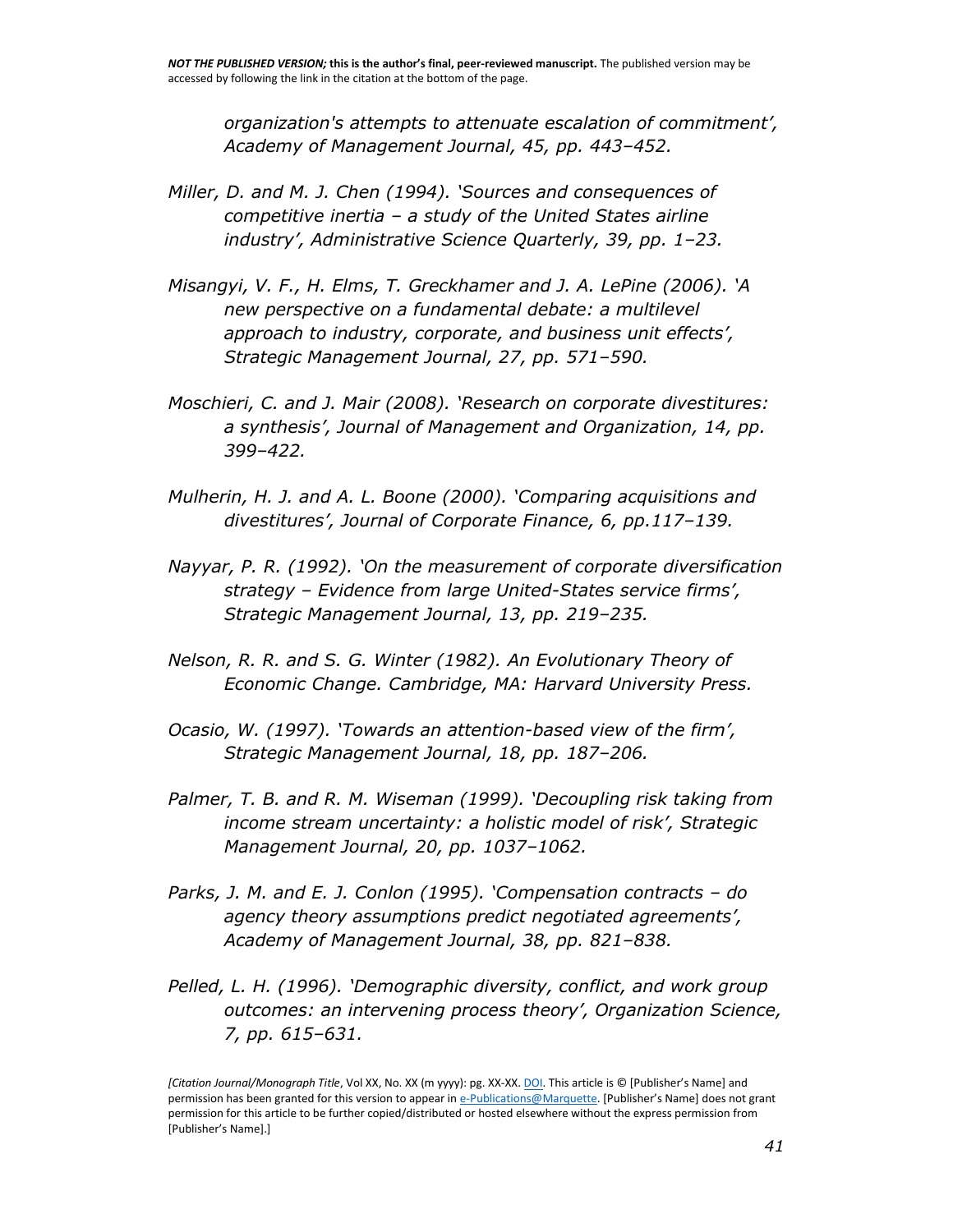*organization's attempts to attenuate escalation of commitment', Academy of Management Journal, 45, pp. 443–452.*

*Miller, D. and M. J. Chen (1994). 'Sources and consequences of competitive inertia – a study of the United States airline industry', Administrative Science Quarterly, 39, pp. 1–23.*

*Misangyi, V. F., H. Elms, T. Greckhamer and J. A. LePine (2006). 'A new perspective on a fundamental debate: a multilevel approach to industry, corporate, and business unit effects', Strategic Management Journal, 27, pp. 571–590.*

*Moschieri, C. and J. Mair (2008). 'Research on corporate divestitures: a synthesis', Journal of Management and Organization, 14, pp. 399–422.*

*Mulherin, H. J. and A. L. Boone (2000). 'Comparing acquisitions and divestitures', Journal of Corporate Finance, 6, pp.117–139.*

*Nayyar, P. R. (1992). 'On the measurement of corporate diversification strategy – Evidence from large United-States service firms', Strategic Management Journal, 13, pp. 219–235.*

*Nelson, R. R. and S. G. Winter (1982). An Evolutionary Theory of Economic Change. Cambridge, MA: Harvard University Press.*

*Ocasio, W. (1997). 'Towards an attention-based view of the firm', Strategic Management Journal, 18, pp. 187–206.*

*Palmer, T. B. and R. M. Wiseman (1999). 'Decoupling risk taking from income stream uncertainty: a holistic model of risk', Strategic Management Journal, 20, pp. 1037–1062.*

*Parks, J. M. and E. J. Conlon (1995). 'Compensation contracts – do agency theory assumptions predict negotiated agreements', Academy of Management Journal, 38, pp. 821–838.*

*Pelled, L. H. (1996). 'Demographic diversity, conflict, and work group outcomes: an intervening process theory', Organization Science, 7, pp. 615–631.*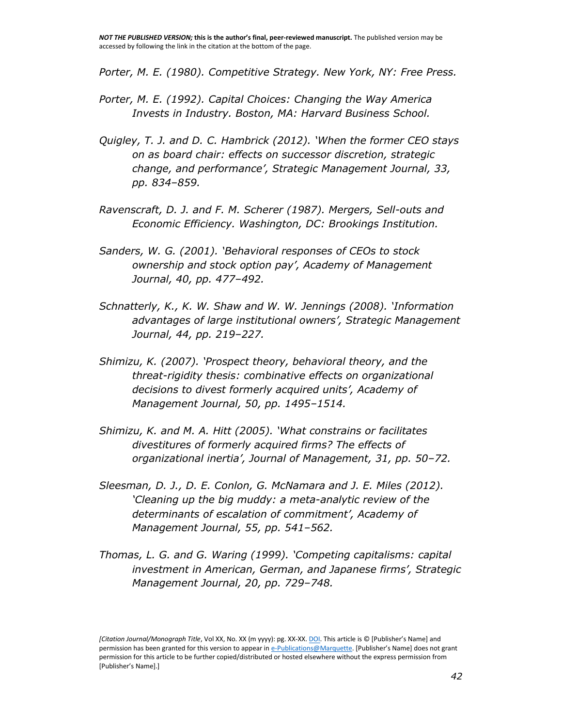*Porter, M. E. (1980). Competitive Strategy. New York, NY: Free Press.*

*Porter, M. E. (1992). Capital Choices: Changing the Way America Invests in Industry. Boston, MA: Harvard Business School.*

*Quigley, T. J. and D. C. Hambrick (2012). 'When the former CEO stays on as board chair: effects on successor discretion, strategic change, and performance', Strategic Management Journal, 33, pp. 834–859.*

*Ravenscraft, D. J. and F. M. Scherer (1987). Mergers, Sell-outs and Economic Efficiency. Washington, DC: Brookings Institution.*

*Sanders, W. G. (2001). 'Behavioral responses of CEOs to stock ownership and stock option pay', Academy of Management Journal, 40, pp. 477–492.*

*Schnatterly, K., K. W. Shaw and W. W. Jennings (2008). 'Information advantages of large institutional owners', Strategic Management Journal, 44, pp. 219–227.*

*Shimizu, K. (2007). 'Prospect theory, behavioral theory, and the threat-rigidity thesis: combinative effects on organizational decisions to divest formerly acquired units', Academy of Management Journal, 50, pp. 1495–1514.*

*Shimizu, K. and M. A. Hitt (2005). 'What constrains or facilitates divestitures of formerly acquired firms? The effects of organizational inertia', Journal of Management, 31, pp. 50–72.*

*Sleesman, D. J., D. E. Conlon, G. McNamara and J. E. Miles (2012). 'Cleaning up the big muddy: a meta-analytic review of the determinants of escalation of commitment', Academy of Management Journal, 55, pp. 541–562.*

*Thomas, L. G. and G. Waring (1999). 'Competing capitalisms: capital investment in American, German, and Japanese firms', Strategic Management Journal, 20, pp. 729–748.*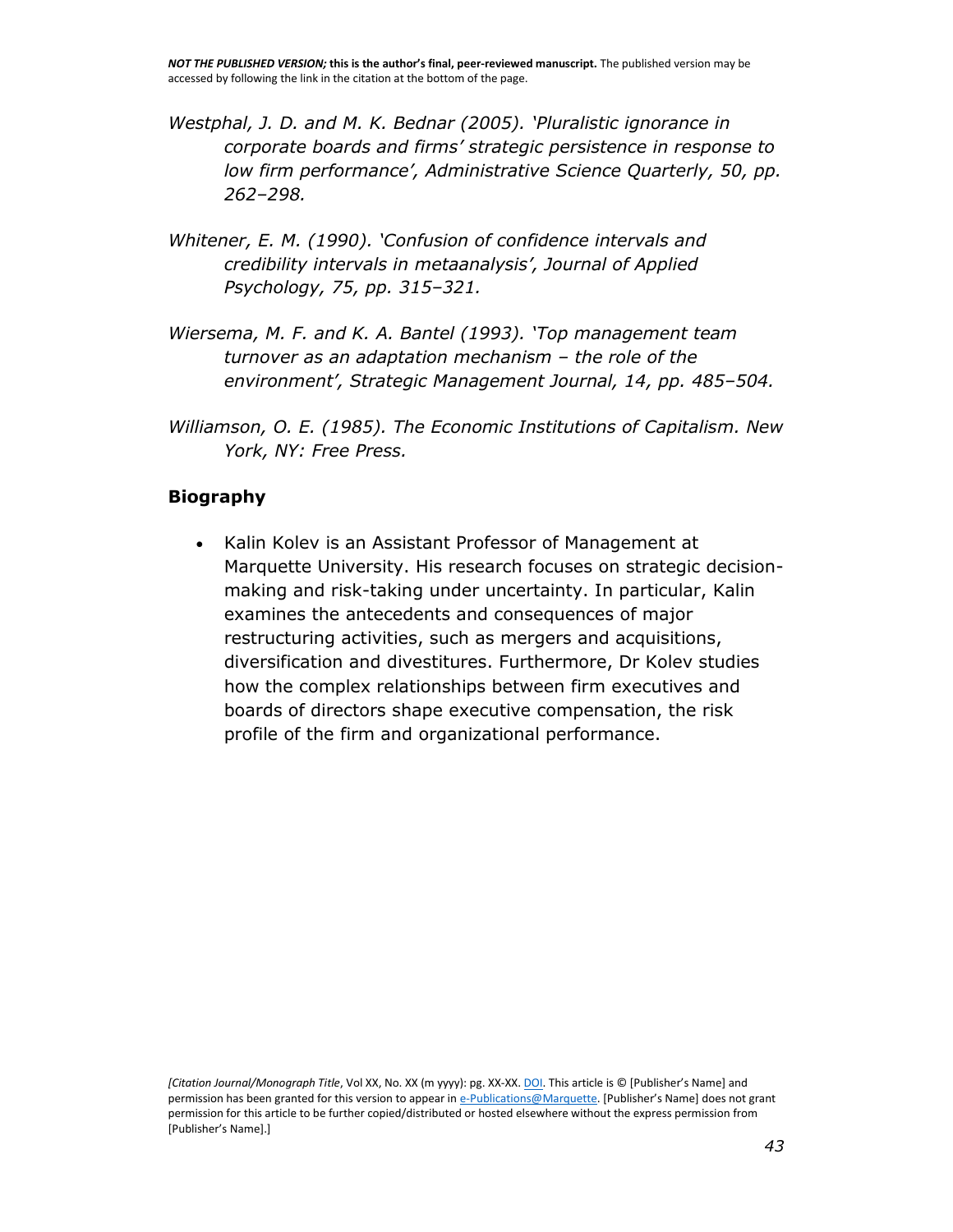*Westphal, J. D. and M. K. Bednar (2005). 'Pluralistic ignorance in corporate boards and firms' strategic persistence in response to low firm performance', Administrative Science Quarterly, 50, pp. 262–298.*

*Whitener, E. M. (1990). 'Confusion of confidence intervals and credibility intervals in metaanalysis', Journal of Applied Psychology, 75, pp. 315–321.*

*Wiersema, M. F. and K. A. Bantel (1993). 'Top management team turnover as an adaptation mechanism – the role of the environment', Strategic Management Journal, 14, pp. 485–504.*

*Williamson, O. E. (1985). The Economic Institutions of Capitalism. New York, NY: Free Press.*

## Biography

- Kalin Kolev is an Assistant Professor of Management at Marquette University. His research focuses on strategic decision-making and risk-taking under uncertainty. In particular, Kalin examines the antecedents and consequences of major restructuring activities, such as mergers and acquisitions, diversification and divestitures. Furthermore, Dr Kolev studies how the complex relationships between firm executives and boards of directors shape executive compensation, the risk profile of the firm and organizational performance.